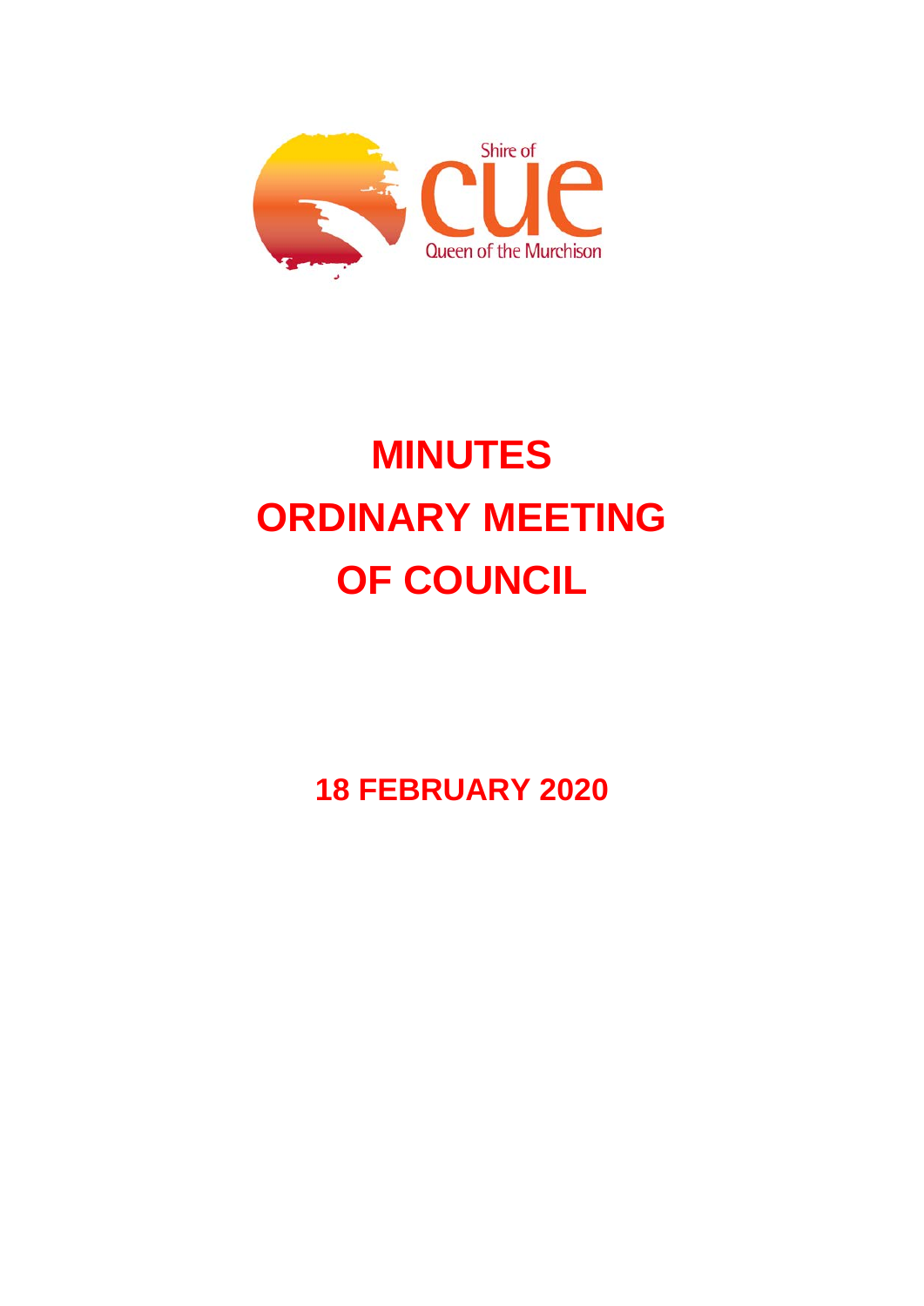Shire of

cue

Queen of the Murchison

# MINUTES
# ORDINARY MEETING OF COUNCIL

## 18 FEBRUARY 2020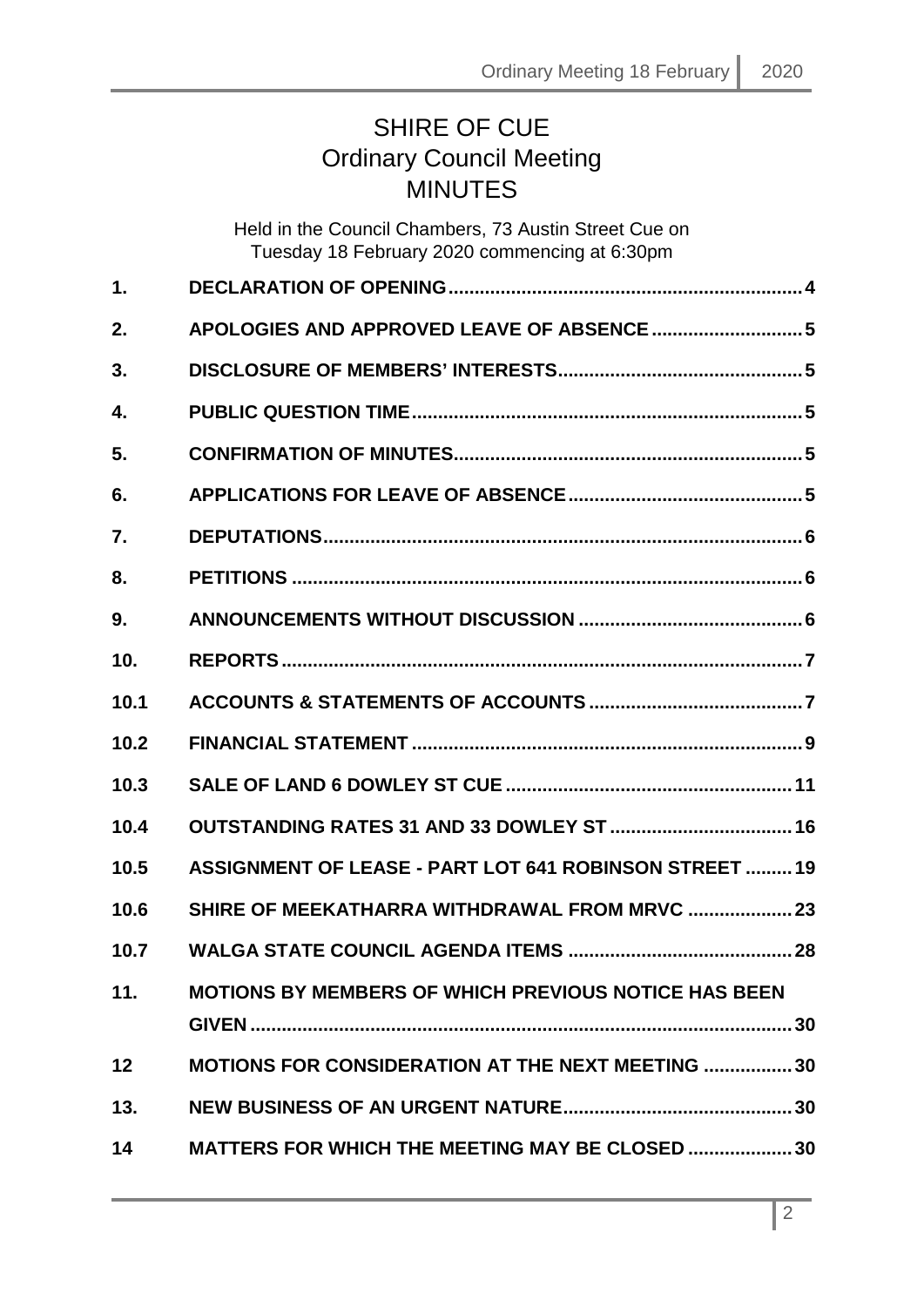# SHIRE OF CUE
## Ordinary Council Meeting
## MINUTES

Held in the Council Chambers, 73 Austin Street Cue on
Tuesday 18 February 2020 commencing at 6:30pm

| | | |
|---|---|---|
| **1.** | **DECLARATION OF OPENING** | **4** |
| **2.** | **APOLOGIES AND APPROVED LEAVE OF ABSENCE** | **5** |
| **3.** | **DISCLOSURE OF MEMBERS' INTERESTS** | **5** |
| **4.** | **PUBLIC QUESTION TIME** | **5** |
| **5.** | **CONFIRMATION OF MINUTES** | **5** |
| **6.** | **APPLICATIONS FOR LEAVE OF ABSENCE** | **5** |
| **7.** | **DEPUTATIONS** | **6** |
| **8.** | **PETITIONS** | **6** |
| **9.** | **ANNOUNCEMENTS WITHOUT DISCUSSION** | **6** |
| **10.** | **REPORTS** | **7** |
| **10.1** | **ACCOUNTS & STATEMENTS OF ACCOUNTS** | **7** |
| **10.2** | **FINANCIAL STATEMENT** | **9** |
| **10.3** | **SALE OF LAND 6 DOWLEY ST CUE** | **11** |
| **10.4** | **OUTSTANDING RATES 31 AND 33 DOWLEY ST** | **16** |
| **10.5** | **ASSIGNMENT OF LEASE - PART LOT 641 ROBINSON STREET** | **19** |
| **10.6** | **SHIRE OF MEEKATHARRA WITHDRAWAL FROM MRVC** | **23** |
| **10.7** | **WALGA STATE COUNCIL AGENDA ITEMS** | **28** |
| **11.** | **MOTIONS BY MEMBERS OF WHICH PREVIOUS NOTICE HAS BEEN GIVEN** | **30** |
| **12** | **MOTIONS FOR CONSIDERATION AT THE NEXT MEETING** | **30** |
| **13.** | **NEW BUSINESS OF AN URGENT NATURE** | **30** |
| **14** | **MATTERS FOR WHICH THE MEETING MAY BE CLOSED** | **30** |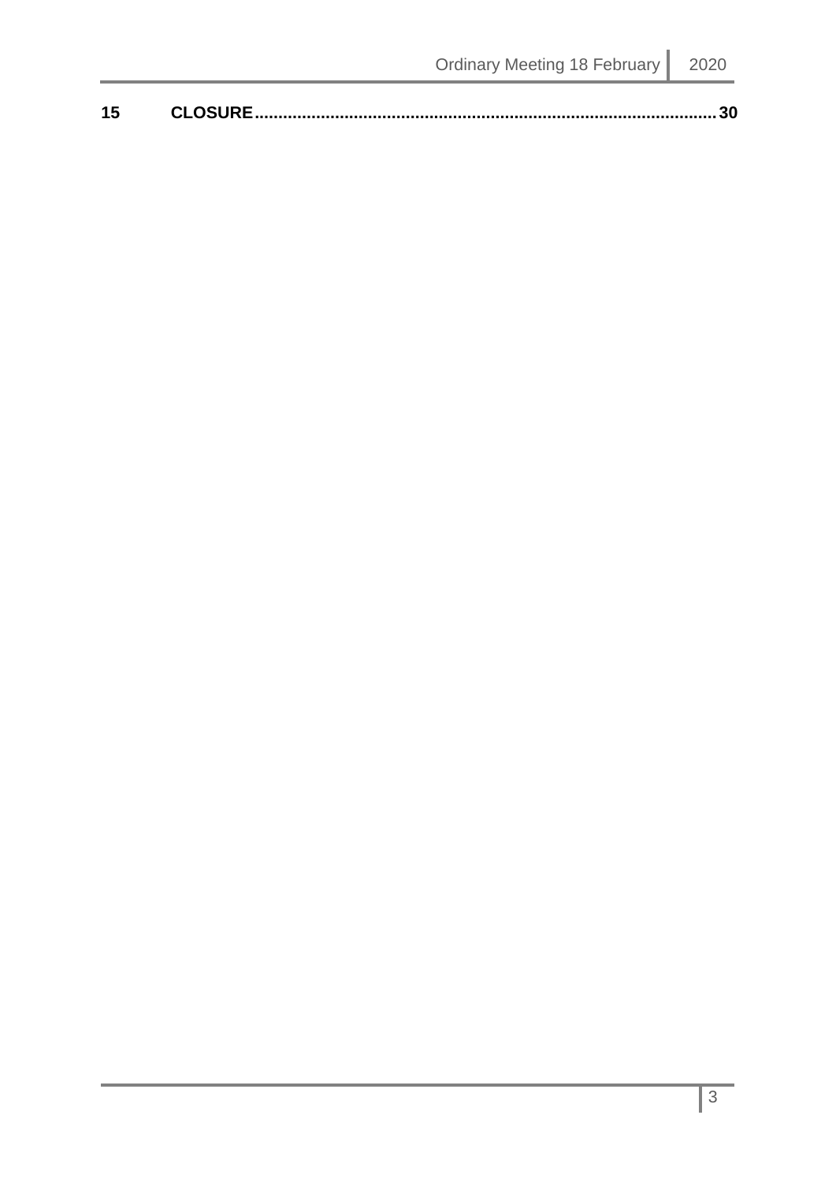**15 CLOSURE......................................................................................................30**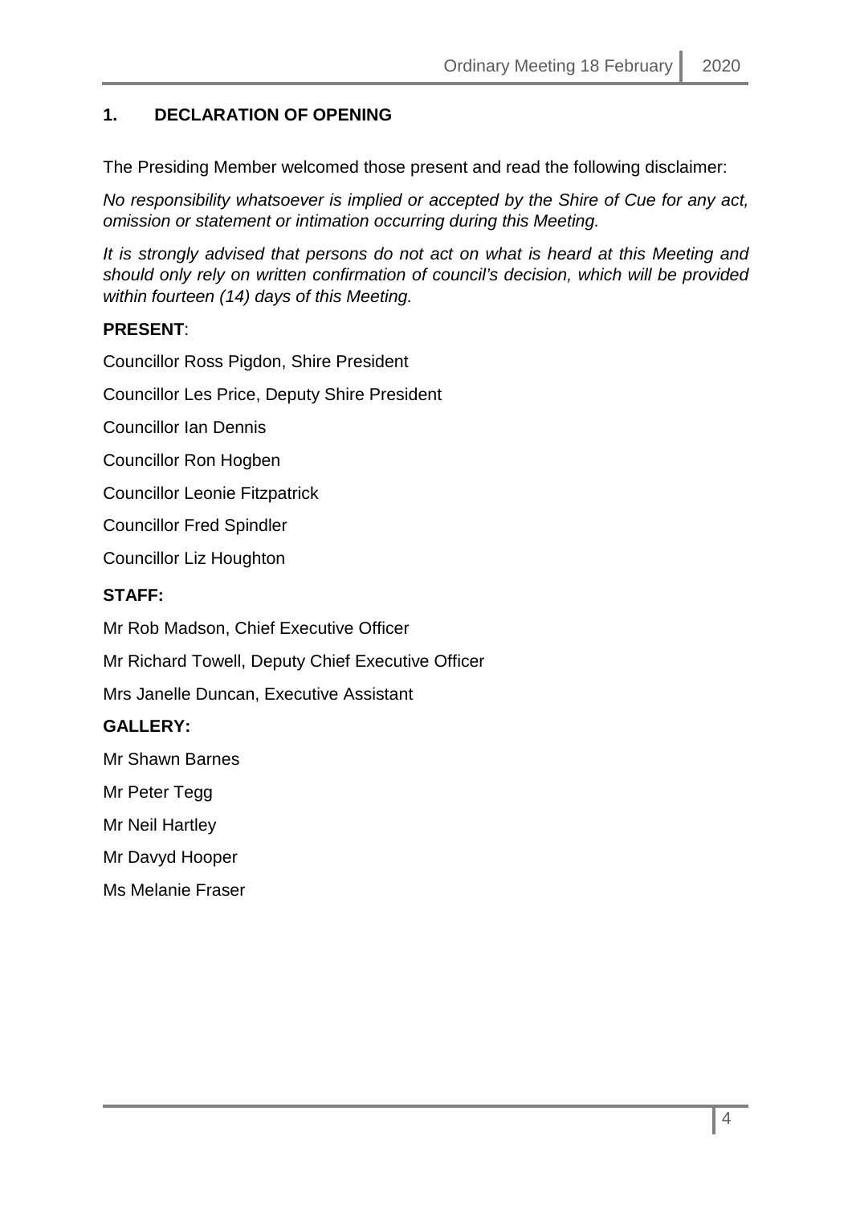## 1. DECLARATION OF OPENING

The Presiding Member welcomed those present and read the following disclaimer:

*No responsibility whatsoever is implied or accepted by the Shire of Cue for any act, omission or statement or intimation occurring during this Meeting.*

*It is strongly advised that persons do not act on what is heard at this Meeting and should only rely on written confirmation of council's decision, which will be provided within fourteen (14) days of this Meeting.*

**PRESENT**:

Councillor Ross Pigdon, Shire President

Councillor Les Price, Deputy Shire President

Councillor Ian Dennis

Councillor Ron Hogben

Councillor Leonie Fitzpatrick

Councillor Fred Spindler

Councillor Liz Houghton

**STAFF:**

Mr Rob Madson, Chief Executive Officer

Mr Richard Towell, Deputy Chief Executive Officer

Mrs Janelle Duncan, Executive Assistant

**GALLERY:**

Mr Shawn Barnes

Mr Peter Tegg

Mr Neil Hartley

Mr Davyd Hooper

Ms Melanie Fraser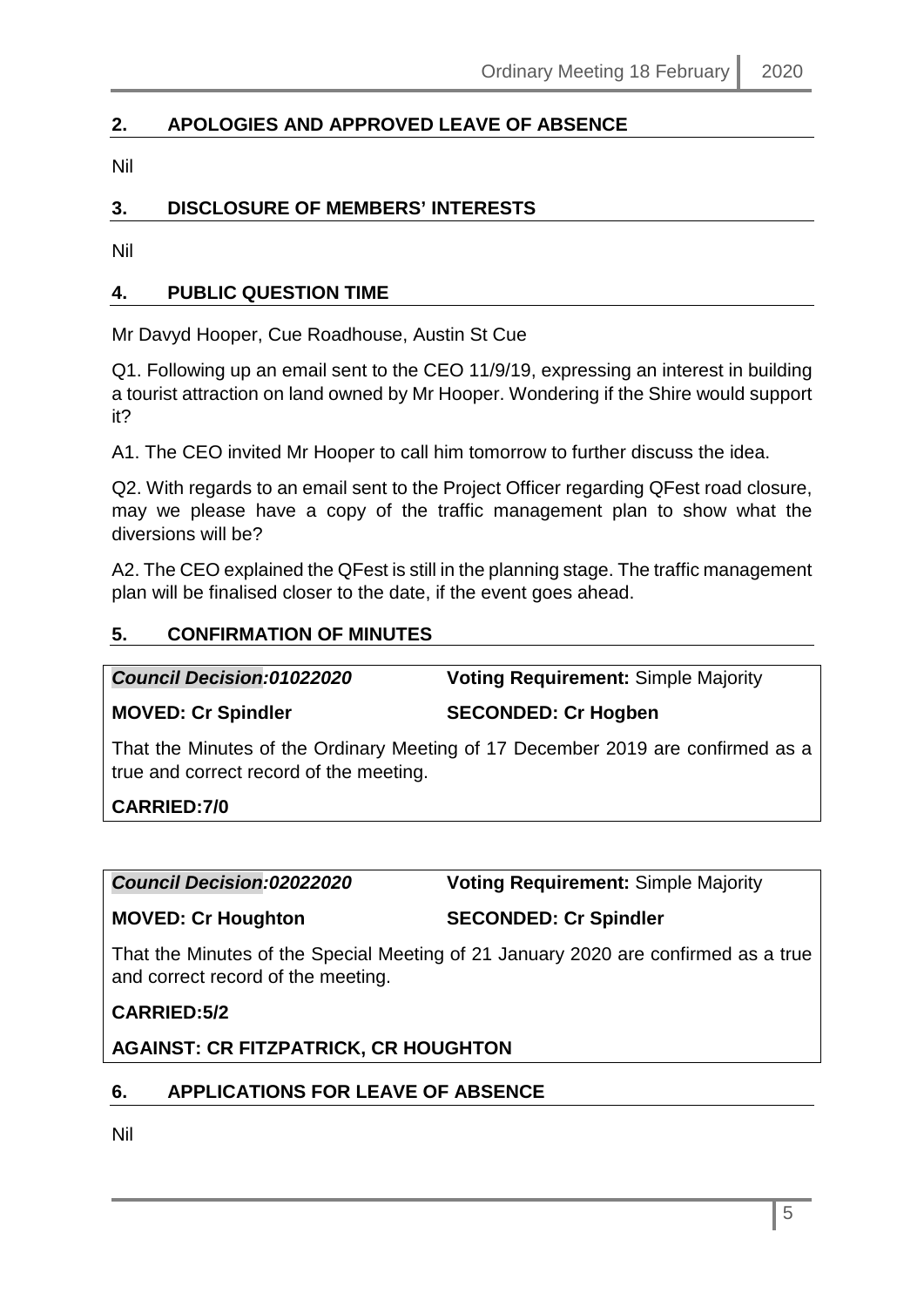## 2. APOLOGIES AND APPROVED LEAVE OF ABSENCE

Nil

## 3. DISCLOSURE OF MEMBERS' INTERESTS

Nil

## 4. PUBLIC QUESTION TIME

Mr Davyd Hooper, Cue Roadhouse, Austin St Cue

Q1. Following up an email sent to the CEO 11/9/19, expressing an interest in building a tourist attraction on land owned by Mr Hooper. Wondering if the Shire would support it?

A1. The CEO invited Mr Hooper to call him tomorrow to further discuss the idea.

Q2. With regards to an email sent to the Project Officer regarding QFest road closure, may we please have a copy of the traffic management plan to show what the diversions will be?

A2. The CEO explained the QFest is still in the planning stage. The traffic management plan will be finalised closer to the date, if the event goes ahead.

## 5. CONFIRMATION OF MINUTES

| ***Council Decision:01022020*** | **Voting Requirement:** Simple Majority |
|---|---|
| **MOVED: Cr Spindler** | **SECONDED: Cr Hogben** |

That the Minutes of the Ordinary Meeting of 17 December 2019 are confirmed as a true and correct record of the meeting.

**CARRIED:7/0**

| ***Council Decision:02022020*** | **Voting Requirement:** Simple Majority |
|---|---|
| **MOVED: Cr Houghton** | **SECONDED: Cr Spindler** |

That the Minutes of the Special Meeting of 21 January 2020 are confirmed as a true and correct record of the meeting.

**CARRIED:5/2**

**AGAINST: CR FITZPATRICK, CR HOUGHTON**

## 6. APPLICATIONS FOR LEAVE OF ABSENCE

Nil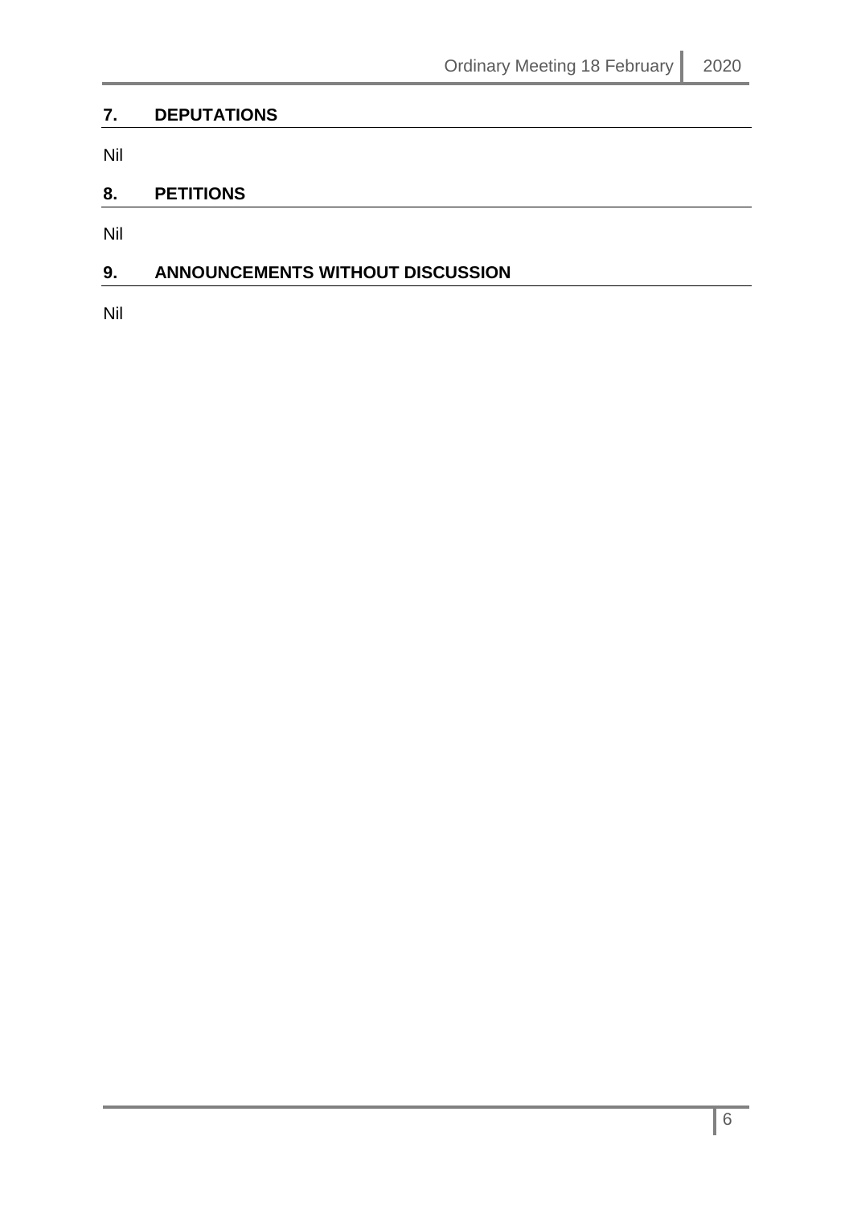## 7. DEPUTATIONS

Nil

## 8. PETITIONS

Nil

## 9. ANNOUNCEMENTS WITHOUT DISCUSSION

Nil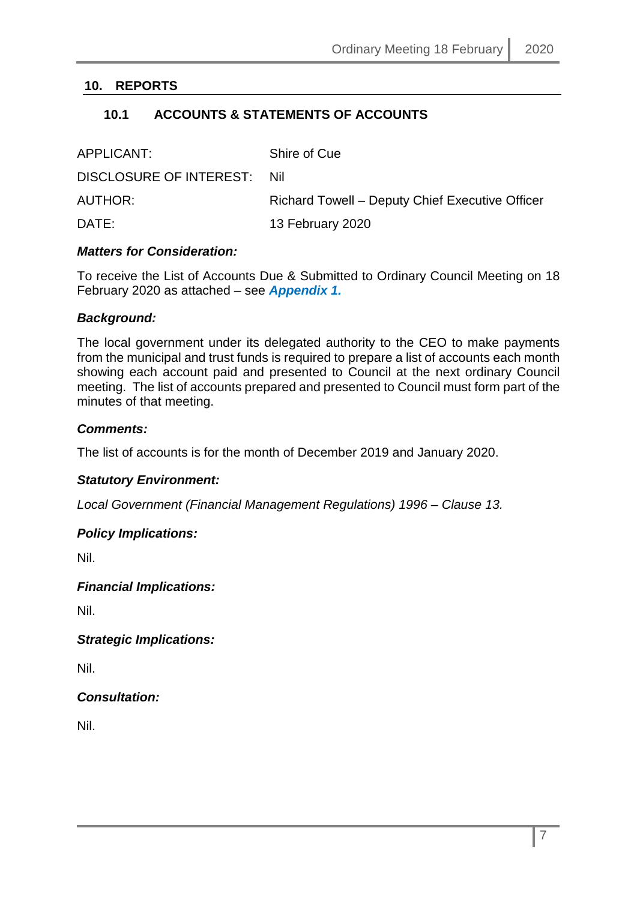## 10. REPORTS

### 10.1 ACCOUNTS & STATEMENTS OF ACCOUNTS

| | |
|---|---|
| APPLICANT: | Shire of Cue |
| DISCLOSURE OF INTEREST: | Nil |
| AUTHOR: | Richard Towell – Deputy Chief Executive Officer |
| DATE: | 13 February 2020 |

***Matters for Consideration:***

To receive the List of Accounts Due & Submitted to Ordinary Council Meeting on 18 February 2020 as attached – see ***Appendix 1.***

***Background:***

The local government under its delegated authority to the CEO to make payments from the municipal and trust funds is required to prepare a list of accounts each month showing each account paid and presented to Council at the next ordinary Council meeting. The list of accounts prepared and presented to Council must form part of the minutes of that meeting.

***Comments:***

The list of accounts is for the month of December 2019 and January 2020.

***Statutory Environment:***

*Local Government (Financial Management Regulations) 1996 – Clause 13.*

***Policy Implications:***

Nil.

***Financial Implications:***

Nil.

***Strategic Implications:***

Nil.

***Consultation:***

Nil.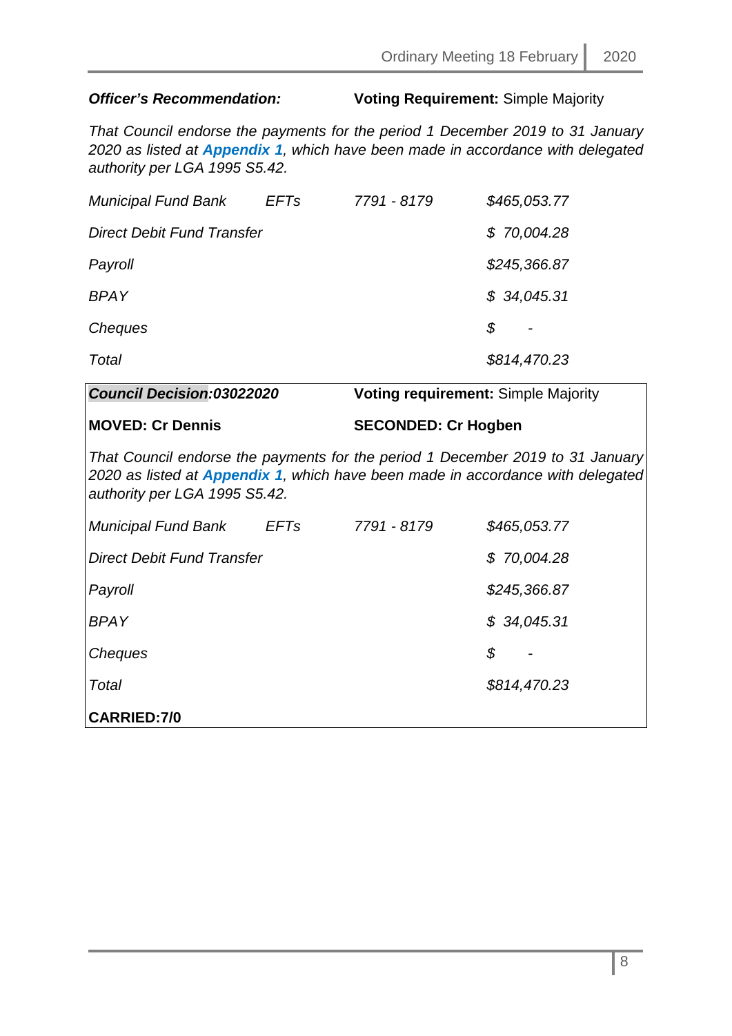***Officer's Recommendation:*** **Voting Requirement:** Simple Majority

*That Council endorse the payments for the period 1 December 2019 to 31 January 2020 as listed at **Appendix 1**, which have been made in accordance with delegated authority per LGA 1995 S5.42.*

| | | | |
|---|---|---|---|
| *Municipal Fund Bank* | *EFTs* | *7791 - 8179* | *$465,053.77* |
| *Direct Debit Fund Transfer* | | | *$ 70,004.28* |
| *Payroll* | | | *$245,366.87* |
| *BPAY* | | | *$ 34,045.31* |
| *Cheques* | | | *$ -* |
| *Total* | | | *$814,470.23* |

***Council Decision*:03022020** **Voting requirement:** Simple Majority

**MOVED: Cr Dennis** **SECONDED: Cr Hogben**

*That Council endorse the payments for the period 1 December 2019 to 31 January 2020 as listed at **Appendix 1**, which have been made in accordance with delegated authority per LGA 1995 S5.42.*

| | | | |
|---|---|---|---|
| *Municipal Fund Bank* | *EFTs* | *7791 - 8179* | *$465,053.77* |
| *Direct Debit Fund Transfer* | | | *$ 70,004.28* |
| *Payroll* | | | *$245,366.87* |
| *BPAY* | | | *$ 34,045.31* |
| *Cheques* | | | *$ -* |
| *Total* | | | *$814,470.23* |

**CARRIED:7/0**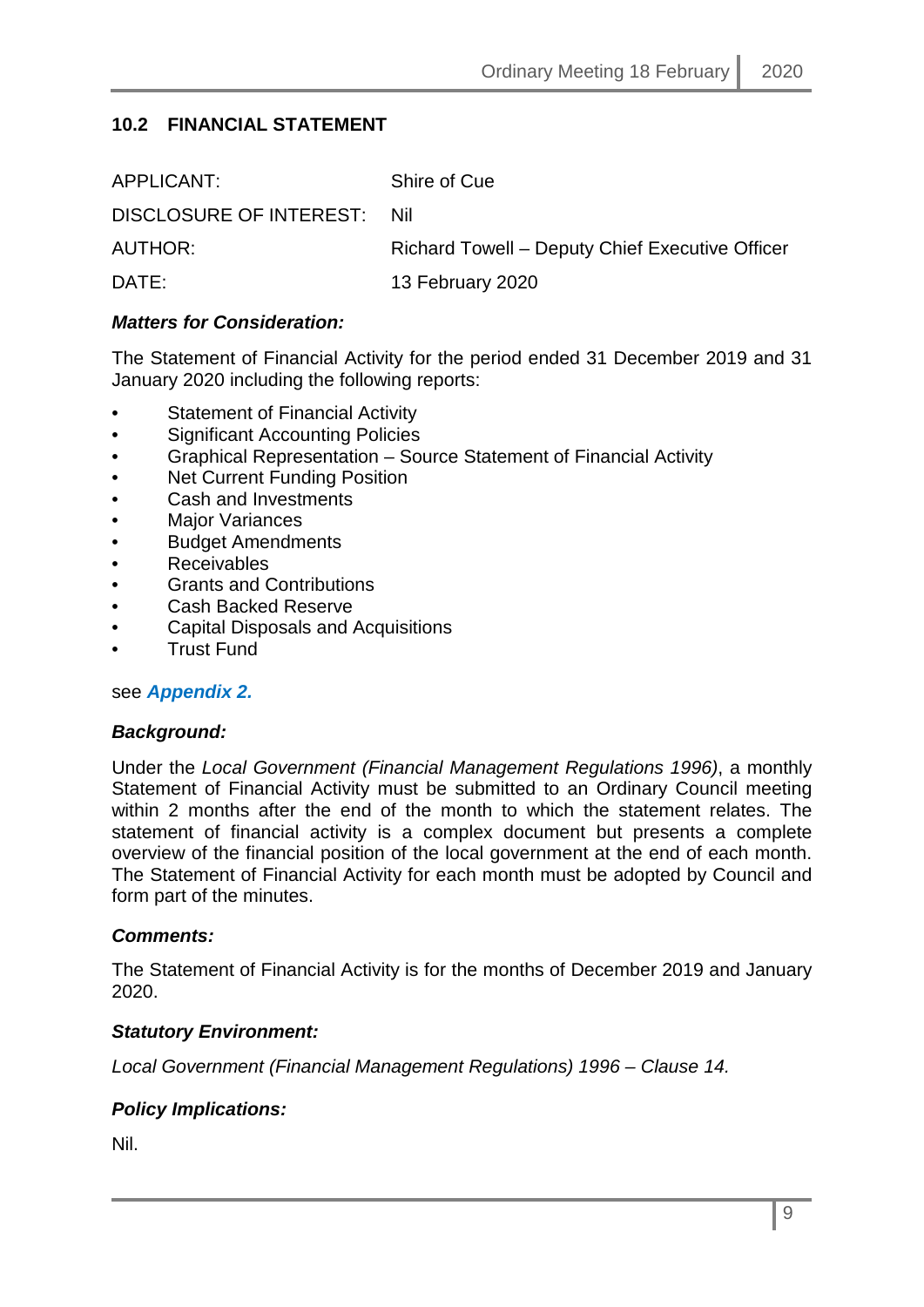## 10.2 FINANCIAL STATEMENT

| | |
|---|---|
| APPLICANT: | Shire of Cue |
| DISCLOSURE OF INTEREST: | Nil |
| AUTHOR: | Richard Towell – Deputy Chief Executive Officer |
| DATE: | 13 February 2020 |

### *Matters for Consideration:*

The Statement of Financial Activity for the period ended 31 December 2019 and 31 January 2020 including the following reports:

- Statement of Financial Activity
- Significant Accounting Policies
- Graphical Representation – Source Statement of Financial Activity
- Net Current Funding Position
- Cash and Investments
- Major Variances
- Budget Amendments
- Receivables
- Grants and Contributions
- Cash Backed Reserve
- Capital Disposals and Acquisitions
- Trust Fund

see ***Appendix 2.***

### *Background:*

Under the *Local Government (Financial Management Regulations 1996)*, a monthly Statement of Financial Activity must be submitted to an Ordinary Council meeting within 2 months after the end of the month to which the statement relates. The statement of financial activity is a complex document but presents a complete overview of the financial position of the local government at the end of each month. The Statement of Financial Activity for each month must be adopted by Council and form part of the minutes.

### *Comments:*

The Statement of Financial Activity is for the months of December 2019 and January 2020.

### *Statutory Environment:*

*Local Government (Financial Management Regulations) 1996 – Clause 14.*

### *Policy Implications:*

Nil.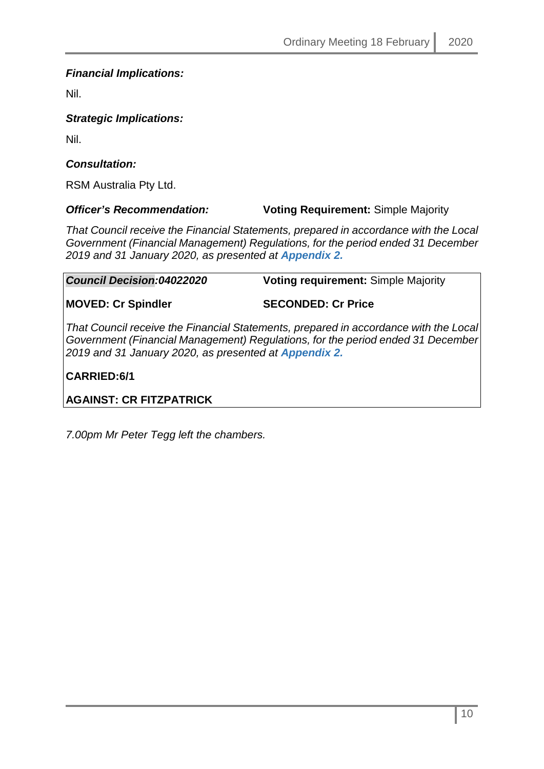***Financial Implications:***

Nil.

***Strategic Implications:***

Nil.

***Consultation:***

RSM Australia Pty Ltd.

***Officer's Recommendation:*** **Voting Requirement:** Simple Majority

*That Council receive the Financial Statements, prepared in accordance with the Local Government (Financial Management) Regulations, for the period ended 31 December 2019 and 31 January 2020, as presented at* ***Appendix 2.***

***Council Decision:04022020*** **Voting requirement:** Simple Majority

**MOVED: Cr Spindler** **SECONDED: Cr Price**

*That Council receive the Financial Statements, prepared in accordance with the Local Government (Financial Management) Regulations, for the period ended 31 December 2019 and 31 January 2020, as presented at* ***Appendix 2.***

**CARRIED:6/1**

**AGAINST: CR FITZPATRICK**

*7.00pm Mr Peter Tegg left the chambers.*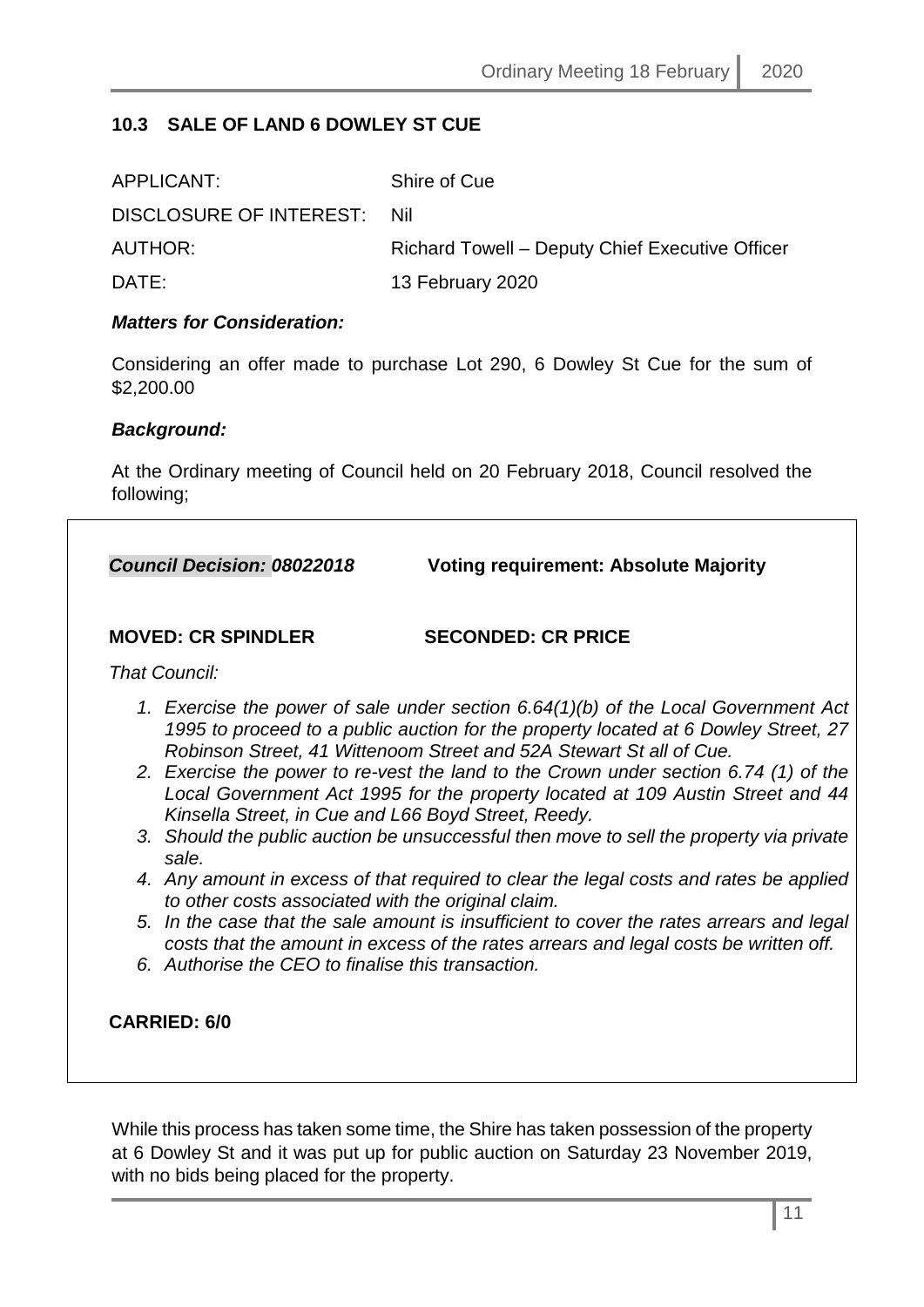## 10.3 SALE OF LAND 6 DOWLEY ST CUE

| | |
|---|---|
| APPLICANT: | Shire of Cue |
| DISCLOSURE OF INTEREST: | Nil |
| AUTHOR: | Richard Towell – Deputy Chief Executive Officer |
| DATE: | 13 February 2020 |

***Matters for Consideration:***

Considering an offer made to purchase Lot 290, 6 Dowley St Cue for the sum of $2,200.00

***Background:***

At the Ordinary meeting of Council held on 20 February 2018, Council resolved the following;

***Council Decision: 08022018*** **Voting requirement: Absolute Majority**

**MOVED: CR SPINDLER** **SECONDED: CR PRICE**

*That Council:*

1. *Exercise the power of sale under section 6.64(1)(b) of the Local Government Act 1995 to proceed to a public auction for the property located at 6 Dowley Street, 27 Robinson Street, 41 Wittenoom Street and 52A Stewart St all of Cue.*
2. *Exercise the power to re-vest the land to the Crown under section 6.74 (1) of the Local Government Act 1995 for the property located at 109 Austin Street and 44 Kinsella Street, in Cue and L66 Boyd Street, Reedy.*
3. *Should the public auction be unsuccessful then move to sell the property via private sale.*
4. *Any amount in excess of that required to clear the legal costs and rates be applied to other costs associated with the original claim.*
5. *In the case that the sale amount is insufficient to cover the rates arrears and legal costs that the amount in excess of the rates arrears and legal costs be written off.*
6. *Authorise the CEO to finalise this transaction.*

**CARRIED: 6/0**

While this process has taken some time, the Shire has taken possession of the property at 6 Dowley St and it was put up for public auction on Saturday 23 November 2019, with no bids being placed for the property.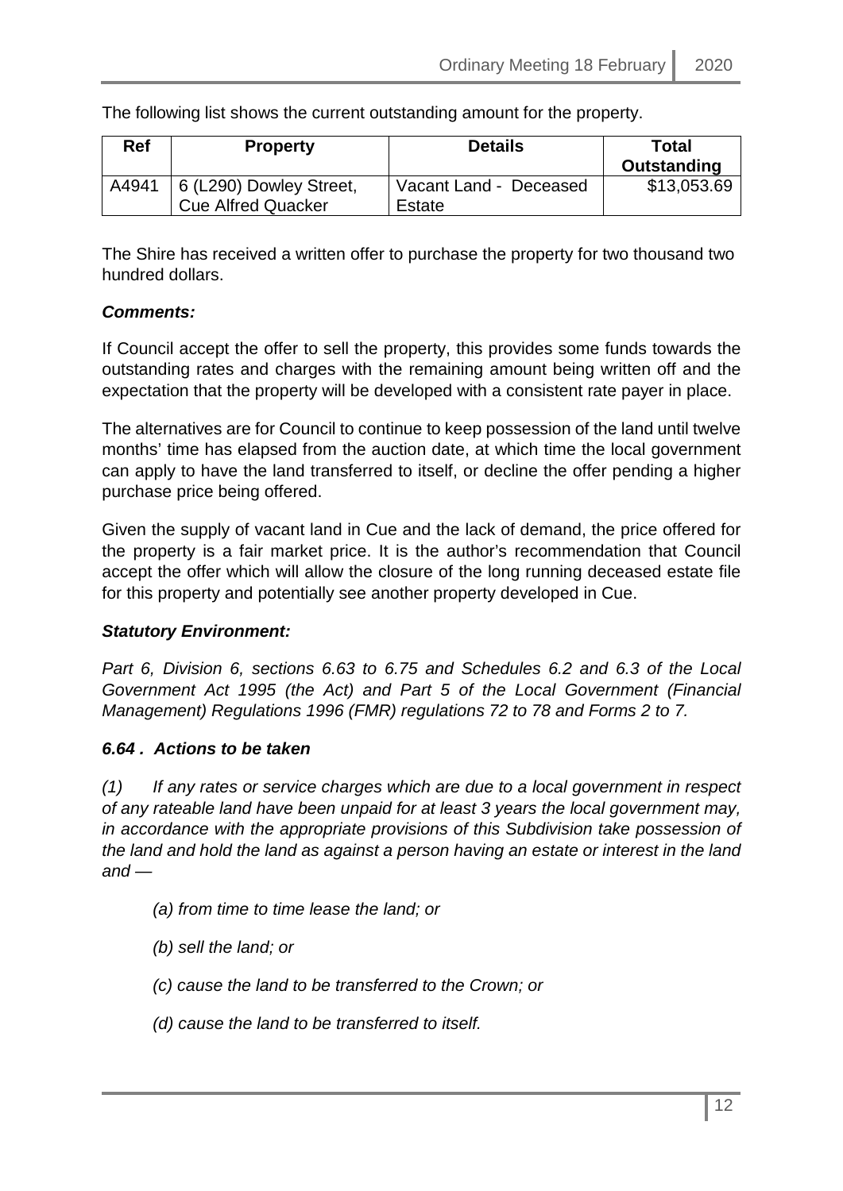The following list shows the current outstanding amount for the property.

| Ref | Property | Details | Total Outstanding |
|---|---|---|---|
| A4941 | 6 (L290) Dowley Street, Cue Alfred Quacker | Vacant Land - Deceased Estate | $13,053.69 |

The Shire has received a written offer to purchase the property for two thousand two hundred dollars.

***Comments:***

If Council accept the offer to sell the property, this provides some funds towards the outstanding rates and charges with the remaining amount being written off and the expectation that the property will be developed with a consistent rate payer in place.

The alternatives are for Council to continue to keep possession of the land until twelve months' time has elapsed from the auction date, at which time the local government can apply to have the land transferred to itself, or decline the offer pending a higher purchase price being offered.

Given the supply of vacant land in Cue and the lack of demand, the price offered for the property is a fair market price. It is the author's recommendation that Council accept the offer which will allow the closure of the long running deceased estate file for this property and potentially see another property developed in Cue.

***Statutory Environment:***

*Part 6, Division 6, sections 6.63 to 6.75 and Schedules 6.2 and 6.3 of the Local Government Act 1995 (the Act) and Part 5 of the Local Government (Financial Management) Regulations 1996 (FMR) regulations 72 to 78 and Forms 2 to 7.*

***6.64 . Actions to be taken***

*(1) If any rates or service charges which are due to a local government in respect of any rateable land have been unpaid for at least 3 years the local government may, in accordance with the appropriate provisions of this Subdivision take possession of the land and hold the land as against a person having an estate or interest in the land and —*

*(a) from time to time lease the land; or*

*(b) sell the land; or*

*(c) cause the land to be transferred to the Crown; or*

*(d) cause the land to be transferred to itself.*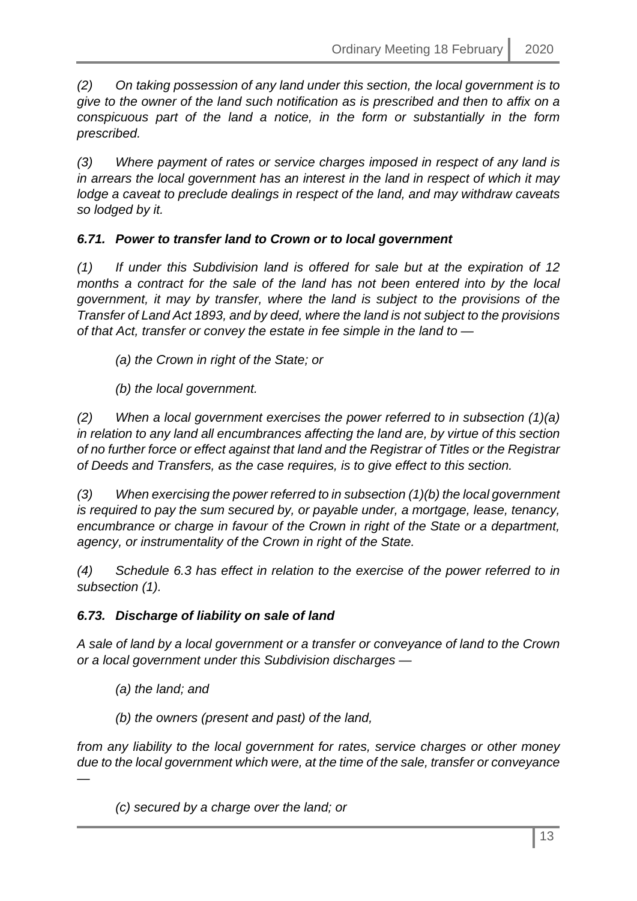*(2) On taking possession of any land under this section, the local government is to give to the owner of the land such notification as is prescribed and then to affix on a conspicuous part of the land a notice, in the form or substantially in the form prescribed.*

*(3) Where payment of rates or service charges imposed in respect of any land is in arrears the local government has an interest in the land in respect of which it may lodge a caveat to preclude dealings in respect of the land, and may withdraw caveats so lodged by it.*

### *6.71. Power to transfer land to Crown or to local government*

*(1) If under this Subdivision land is offered for sale but at the expiration of 12 months a contract for the sale of the land has not been entered into by the local government, it may by transfer, where the land is subject to the provisions of the Transfer of Land Act 1893, and by deed, where the land is not subject to the provisions of that Act, transfer or convey the estate in fee simple in the land to —*

*(a) the Crown in right of the State; or*

*(b) the local government.*

*(2) When a local government exercises the power referred to in subsection (1)(a) in relation to any land all encumbrances affecting the land are, by virtue of this section of no further force or effect against that land and the Registrar of Titles or the Registrar of Deeds and Transfers, as the case requires, is to give effect to this section.*

*(3) When exercising the power referred to in subsection (1)(b) the local government is required to pay the sum secured by, or payable under, a mortgage, lease, tenancy, encumbrance or charge in favour of the Crown in right of the State or a department, agency, or instrumentality of the Crown in right of the State.*

*(4) Schedule 6.3 has effect in relation to the exercise of the power referred to in subsection (1).*

### *6.73. Discharge of liability on sale of land*

*A sale of land by a local government or a transfer or conveyance of land to the Crown or a local government under this Subdivision discharges —*

*(a) the land; and*

*(b) the owners (present and past) of the land,*

*from any liability to the local government for rates, service charges or other money due to the local government which were, at the time of the sale, transfer or conveyance —*

*(c) secured by a charge over the land; or*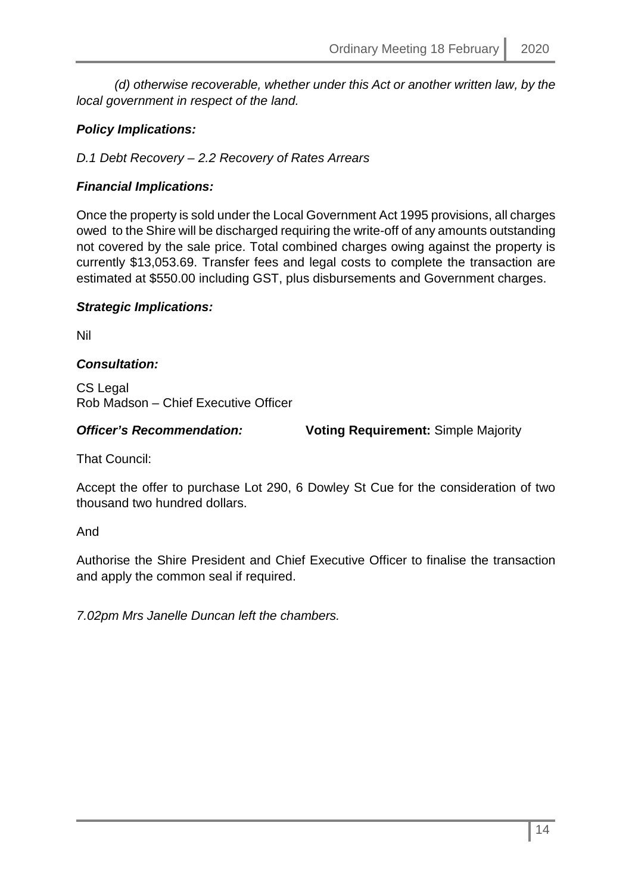*(d) otherwise recoverable, whether under this Act or another written law, by the local government in respect of the land.*

***Policy Implications:***

*D.1 Debt Recovery – 2.2 Recovery of Rates Arrears*

***Financial Implications:***

Once the property is sold under the Local Government Act 1995 provisions, all charges owed to the Shire will be discharged requiring the write-off of any amounts outstanding not covered by the sale price. Total combined charges owing against the property is currently $13,053.69. Transfer fees and legal costs to complete the transaction are estimated at $550.00 including GST, plus disbursements and Government charges.

***Strategic Implications:***

Nil

***Consultation:***

CS Legal
Rob Madson – Chief Executive Officer

***Officer's Recommendation:*** **Voting Requirement:** Simple Majority

That Council:

Accept the offer to purchase Lot 290, 6 Dowley St Cue for the consideration of two thousand two hundred dollars.

And

Authorise the Shire President and Chief Executive Officer to finalise the transaction and apply the common seal if required.

*7.02pm Mrs Janelle Duncan left the chambers.*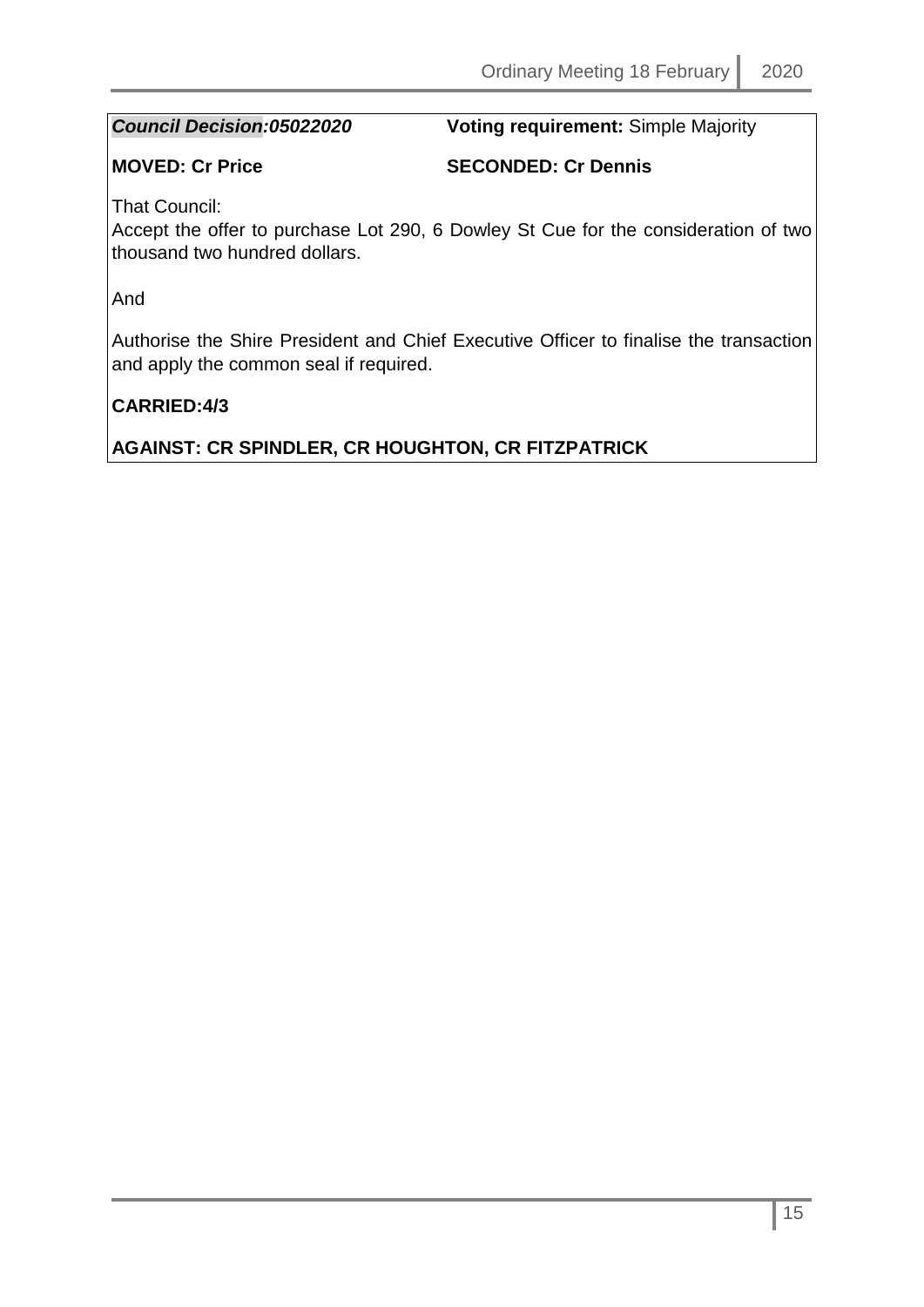***Council Decision:05022020*** **Voting requirement:** Simple Majority

**MOVED: Cr Price** **SECONDED: Cr Dennis**

That Council:
Accept the offer to purchase Lot 290, 6 Dowley St Cue for the consideration of two thousand two hundred dollars.

And

Authorise the Shire President and Chief Executive Officer to finalise the transaction and apply the common seal if required.

**CARRIED:4/3**

**AGAINST: CR SPINDLER, CR HOUGHTON, CR FITZPATRICK**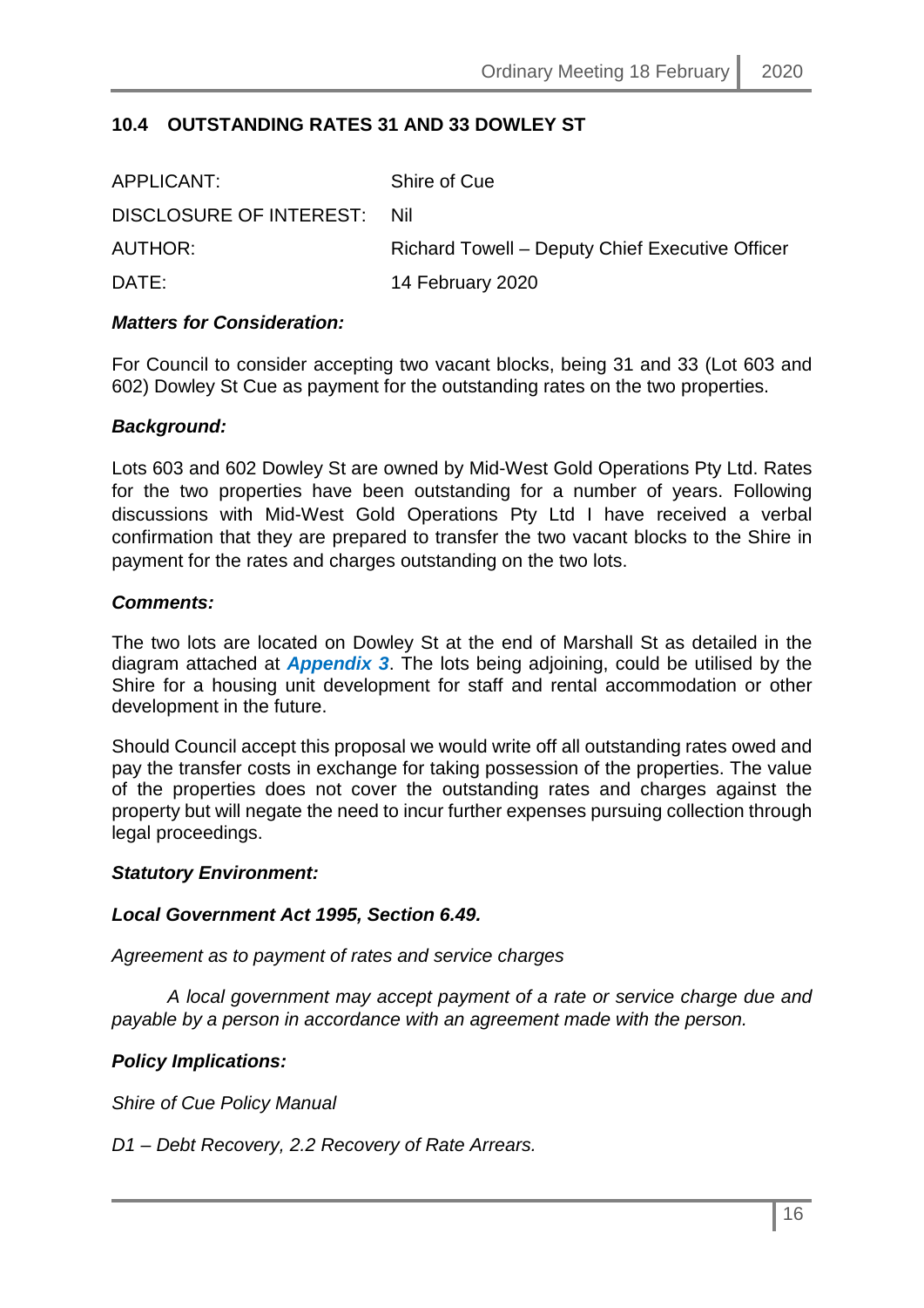## 10.4 OUTSTANDING RATES 31 AND 33 DOWLEY ST

| | |
|---|---|
| APPLICANT: | Shire of Cue |
| DISCLOSURE OF INTEREST: | Nil |
| AUTHOR: | Richard Towell – Deputy Chief Executive Officer |
| DATE: | 14 February 2020 |

***Matters for Consideration:***

For Council to consider accepting two vacant blocks, being 31 and 33 (Lot 603 and 602) Dowley St Cue as payment for the outstanding rates on the two properties.

***Background:***

Lots 603 and 602 Dowley St are owned by Mid-West Gold Operations Pty Ltd. Rates for the two properties have been outstanding for a number of years. Following discussions with Mid-West Gold Operations Pty Ltd I have received a verbal confirmation that they are prepared to transfer the two vacant blocks to the Shire in payment for the rates and charges outstanding on the two lots.

***Comments:***

The two lots are located on Dowley St at the end of Marshall St as detailed in the diagram attached at ***Appendix 3***. The lots being adjoining, could be utilised by the Shire for a housing unit development for staff and rental accommodation or other development in the future.

Should Council accept this proposal we would write off all outstanding rates owed and pay the transfer costs in exchange for taking possession of the properties. The value of the properties does not cover the outstanding rates and charges against the property but will negate the need to incur further expenses pursuing collection through legal proceedings.

***Statutory Environment:***

***Local Government Act 1995, Section 6.49.***

*Agreement as to payment of rates and service charges*

*A local government may accept payment of a rate or service charge due and payable by a person in accordance with an agreement made with the person.*

***Policy Implications:***

*Shire of Cue Policy Manual*

*D1 – Debt Recovery, 2.2 Recovery of Rate Arrears.*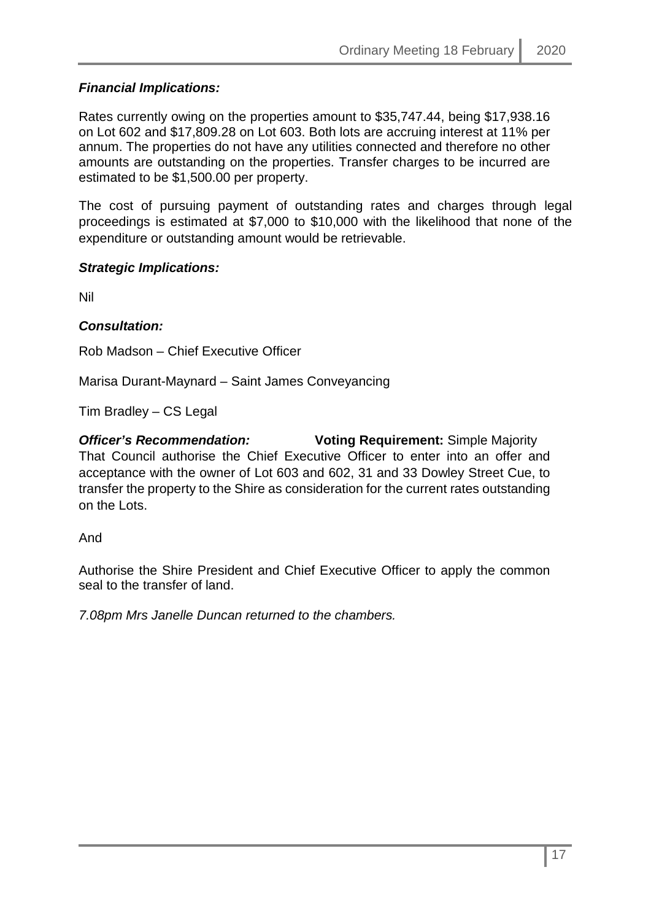***Financial Implications:***

Rates currently owing on the properties amount to $35,747.44, being $17,938.16 on Lot 602 and $17,809.28 on Lot 603. Both lots are accruing interest at 11% per annum. The properties do not have any utilities connected and therefore no other amounts are outstanding on the properties. Transfer charges to be incurred are estimated to be $1,500.00 per property.

The cost of pursuing payment of outstanding rates and charges through legal proceedings is estimated at $7,000 to $10,000 with the likelihood that none of the expenditure or outstanding amount would be retrievable.

***Strategic Implications:***

Nil

***Consultation:***

Rob Madson – Chief Executive Officer

Marisa Durant-Maynard – Saint James Conveyancing

Tim Bradley – CS Legal

***Officer's Recommendation:*** **Voting Requirement:** Simple Majority

That Council authorise the Chief Executive Officer to enter into an offer and acceptance with the owner of Lot 603 and 602, 31 and 33 Dowley Street Cue, to transfer the property to the Shire as consideration for the current rates outstanding on the Lots.

And

Authorise the Shire President and Chief Executive Officer to apply the common seal to the transfer of land.

*7.08pm Mrs Janelle Duncan returned to the chambers.*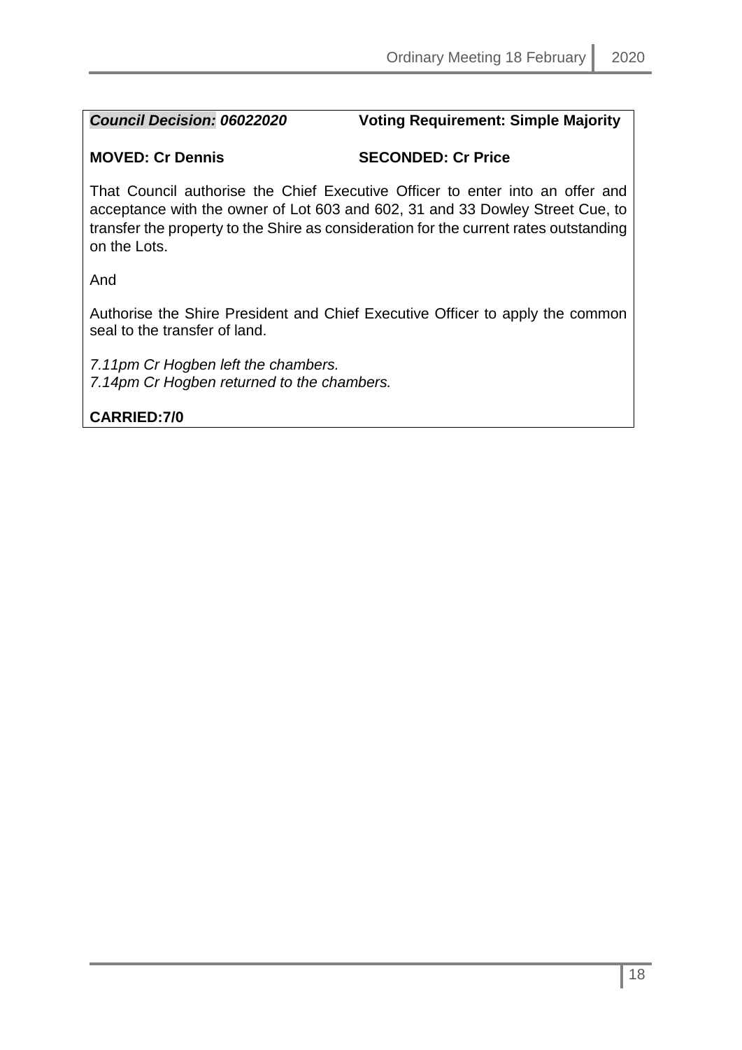***Council Decision: 06022020*** **Voting Requirement: Simple Majority**

**MOVED: Cr Dennis** **SECONDED: Cr Price**

That Council authorise the Chief Executive Officer to enter into an offer and acceptance with the owner of Lot 603 and 602, 31 and 33 Dowley Street Cue, to transfer the property to the Shire as consideration for the current rates outstanding on the Lots.

And

Authorise the Shire President and Chief Executive Officer to apply the common seal to the transfer of land.

*7.11pm Cr Hogben left the chambers.*
*7.14pm Cr Hogben returned to the chambers.*

**CARRIED:7/0**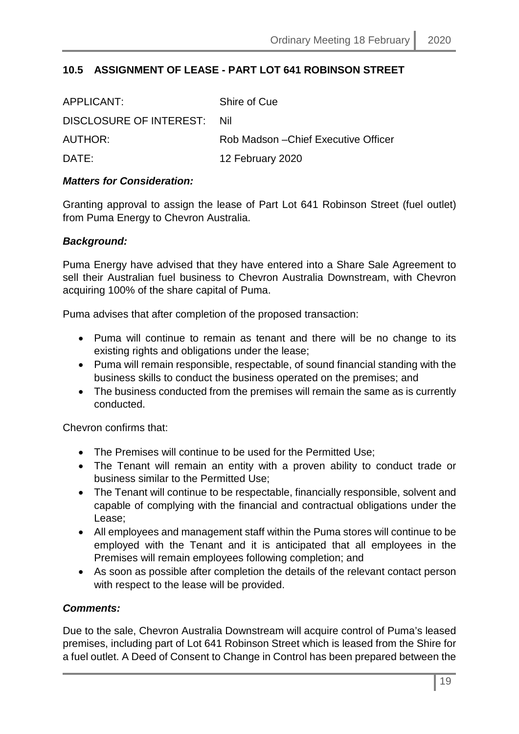## 10.5 ASSIGNMENT OF LEASE - PART LOT 641 ROBINSON STREET

| | |
|---|---|
| APPLICANT: | Shire of Cue |
| DISCLOSURE OF INTEREST: | Nil |
| AUTHOR: | Rob Madson –Chief Executive Officer |
| DATE: | 12 February 2020 |

***Matters for Consideration:***

Granting approval to assign the lease of Part Lot 641 Robinson Street (fuel outlet) from Puma Energy to Chevron Australia.

***Background:***

Puma Energy have advised that they have entered into a Share Sale Agreement to sell their Australian fuel business to Chevron Australia Downstream, with Chevron acquiring 100% of the share capital of Puma.

Puma advises that after completion of the proposed transaction:

- Puma will continue to remain as tenant and there will be no change to its existing rights and obligations under the lease;
- Puma will remain responsible, respectable, of sound financial standing with the business skills to conduct the business operated on the premises; and
- The business conducted from the premises will remain the same as is currently conducted.

Chevron confirms that:

- The Premises will continue to be used for the Permitted Use;
- The Tenant will remain an entity with a proven ability to conduct trade or business similar to the Permitted Use;
- The Tenant will continue to be respectable, financially responsible, solvent and capable of complying with the financial and contractual obligations under the Lease;
- All employees and management staff within the Puma stores will continue to be employed with the Tenant and it is anticipated that all employees in the Premises will remain employees following completion; and
- As soon as possible after completion the details of the relevant contact person with respect to the lease will be provided.

***Comments:***

Due to the sale, Chevron Australia Downstream will acquire control of Puma's leased premises, including part of Lot 641 Robinson Street which is leased from the Shire for a fuel outlet. A Deed of Consent to Change in Control has been prepared between the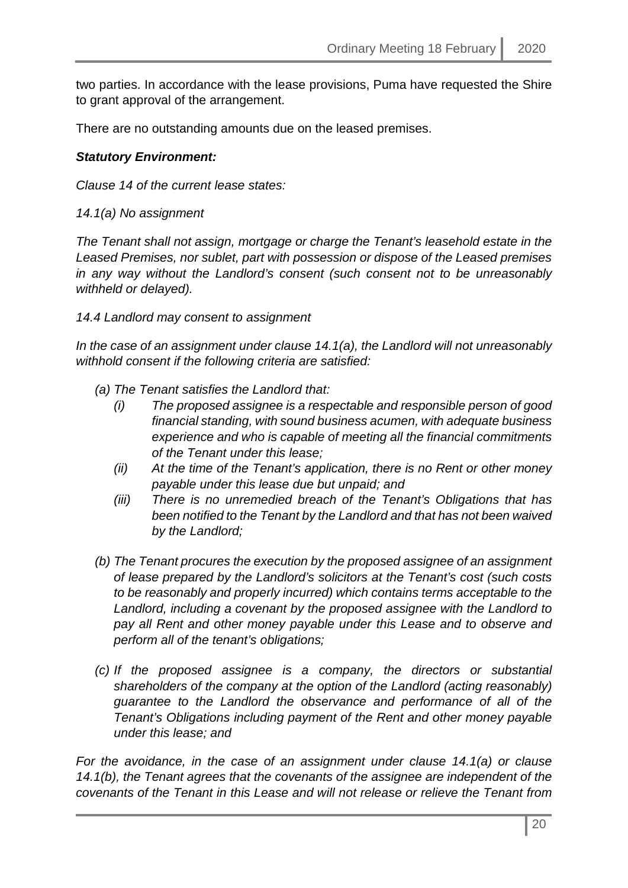two parties. In accordance with the lease provisions, Puma have requested the Shire to grant approval of the arrangement.

There are no outstanding amounts due on the leased premises.

***Statutory Environment:***

*Clause 14 of the current lease states:*

*14.1(a) No assignment*

*The Tenant shall not assign, mortgage or charge the Tenant's leasehold estate in the Leased Premises, nor sublet, part with possession or dispose of the Leased premises in any way without the Landlord's consent (such consent not to be unreasonably withheld or delayed).*

*14.4 Landlord may consent to assignment*

*In the case of an assignment under clause 14.1(a), the Landlord will not unreasonably withhold consent if the following criteria are satisfied:*

- *(a) The Tenant satisfies the Landlord that:*
  - *(i) The proposed assignee is a respectable and responsible person of good financial standing, with sound business acumen, with adequate business experience and who is capable of meeting all the financial commitments of the Tenant under this lease;*
  - *(ii) At the time of the Tenant's application, there is no Rent or other money payable under this lease due but unpaid; and*
  - *(iii) There is no unremedied breach of the Tenant's Obligations that has been notified to the Tenant by the Landlord and that has not been waived by the Landlord;*
- *(b) The Tenant procures the execution by the proposed assignee of an assignment of lease prepared by the Landlord's solicitors at the Tenant's cost (such costs to be reasonably and properly incurred) which contains terms acceptable to the Landlord, including a covenant by the proposed assignee with the Landlord to pay all Rent and other money payable under this Lease and to observe and perform all of the tenant's obligations;*
- *(c) If the proposed assignee is a company, the directors or substantial shareholders of the company at the option of the Landlord (acting reasonably) guarantee to the Landlord the observance and performance of all of the Tenant's Obligations including payment of the Rent and other money payable under this lease; and*

*For the avoidance, in the case of an assignment under clause 14.1(a) or clause 14.1(b), the Tenant agrees that the covenants of the assignee are independent of the covenants of the Tenant in this Lease and will not release or relieve the Tenant from*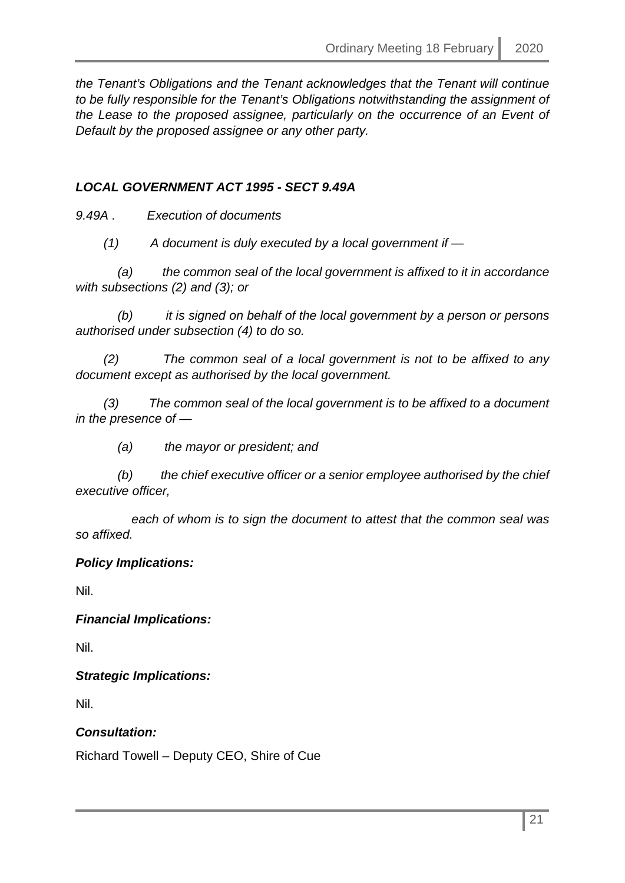*the Tenant's Obligations and the Tenant acknowledges that the Tenant will continue to be fully responsible for the Tenant's Obligations notwithstanding the assignment of the Lease to the proposed assignee, particularly on the occurrence of an Event of Default by the proposed assignee or any other party.*

***LOCAL GOVERNMENT ACT 1995 - SECT 9.49A***

*9.49A . Execution of documents*

*(1) A document is duly executed by a local government if —*

*(a) the common seal of the local government is affixed to it in accordance with subsections (2) and (3); or*

*(b) it is signed on behalf of the local government by a person or persons authorised under subsection (4) to do so.*

*(2) The common seal of a local government is not to be affixed to any document except as authorised by the local government.*

*(3) The common seal of the local government is to be affixed to a document in the presence of —*

*(a) the mayor or president; and*

*(b) the chief executive officer or a senior employee authorised by the chief executive officer,*

*each of whom is to sign the document to attest that the common seal was so affixed.*

***Policy Implications:***

Nil.

***Financial Implications:***

Nil.

***Strategic Implications:***

Nil.

***Consultation:***

Richard Towell – Deputy CEO, Shire of Cue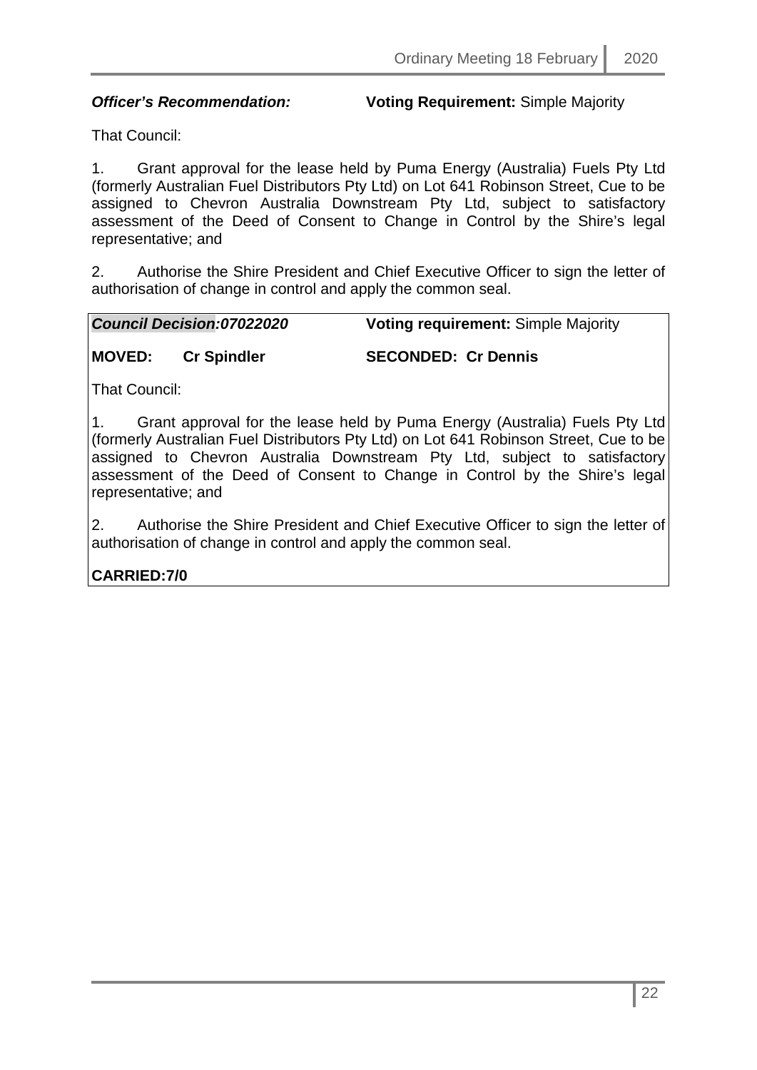***Officer's Recommendation:*** **Voting Requirement:** Simple Majority

That Council:

1. Grant approval for the lease held by Puma Energy (Australia) Fuels Pty Ltd (formerly Australian Fuel Distributors Pty Ltd) on Lot 641 Robinson Street, Cue to be assigned to Chevron Australia Downstream Pty Ltd, subject to satisfactory assessment of the Deed of Consent to Change in Control by the Shire's legal representative; and

2. Authorise the Shire President and Chief Executive Officer to sign the letter of authorisation of change in control and apply the common seal.

***Council Decision:07022020*** **Voting requirement:** Simple Majority

**MOVED: Cr Spindler** **SECONDED: Cr Dennis**

That Council:

1. Grant approval for the lease held by Puma Energy (Australia) Fuels Pty Ltd (formerly Australian Fuel Distributors Pty Ltd) on Lot 641 Robinson Street, Cue to be assigned to Chevron Australia Downstream Pty Ltd, subject to satisfactory assessment of the Deed of Consent to Change in Control by the Shire's legal representative; and

2. Authorise the Shire President and Chief Executive Officer to sign the letter of authorisation of change in control and apply the common seal.

**CARRIED:7/0**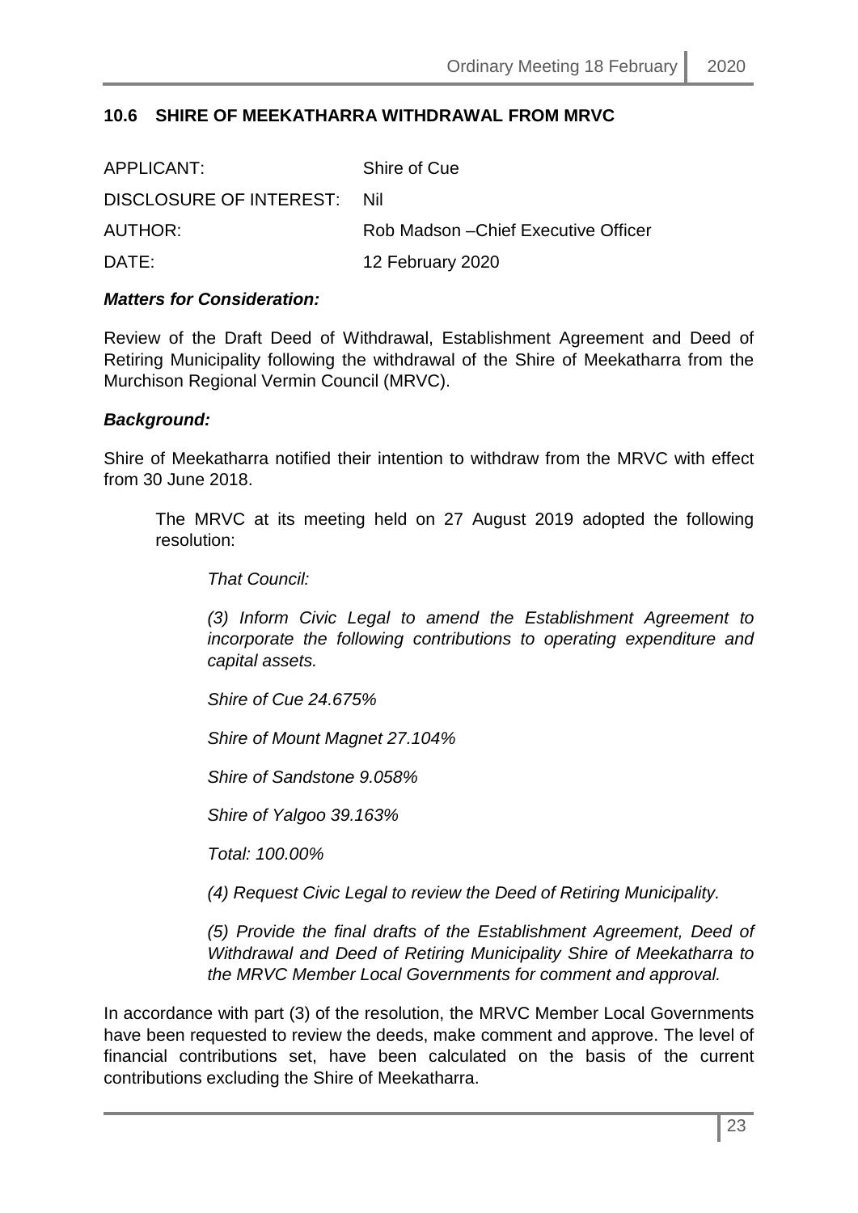## 10.6 SHIRE OF MEEKATHARRA WITHDRAWAL FROM MRVC

| | |
|---|---|
| APPLICANT: | Shire of Cue |
| DISCLOSURE OF INTEREST: | Nil |
| AUTHOR: | Rob Madson –Chief Executive Officer |
| DATE: | 12 February 2020 |

***Matters for Consideration:***

Review of the Draft Deed of Withdrawal, Establishment Agreement and Deed of Retiring Municipality following the withdrawal of the Shire of Meekatharra from the Murchison Regional Vermin Council (MRVC).

***Background:***

Shire of Meekatharra notified their intention to withdraw from the MRVC with effect from 30 June 2018.

> The MRVC at its meeting held on 27 August 2019 adopted the following resolution:
>
> *That Council:*
>
> *(3) Inform Civic Legal to amend the Establishment Agreement to incorporate the following contributions to operating expenditure and capital assets.*
>
> *Shire of Cue 24.675%*
>
> *Shire of Mount Magnet 27.104%*
>
> *Shire of Sandstone 9.058%*
>
> *Shire of Yalgoo 39.163%*
>
> *Total: 100.00%*
>
> *(4) Request Civic Legal to review the Deed of Retiring Municipality.*
>
> *(5) Provide the final drafts of the Establishment Agreement, Deed of Withdrawal and Deed of Retiring Municipality Shire of Meekatharra to the MRVC Member Local Governments for comment and approval.*

In accordance with part (3) of the resolution, the MRVC Member Local Governments have been requested to review the deeds, make comment and approve. The level of financial contributions set, have been calculated on the basis of the current contributions excluding the Shire of Meekatharra.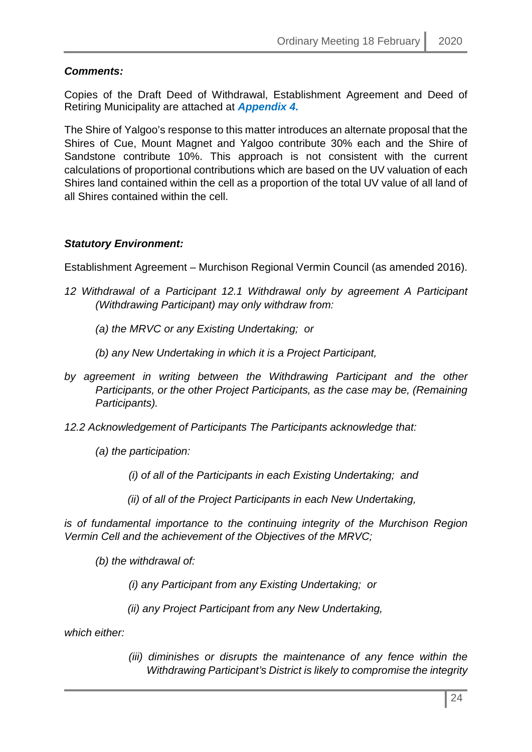***Comments:***

Copies of the Draft Deed of Withdrawal, Establishment Agreement and Deed of Retiring Municipality are attached at ***Appendix 4.***

The Shire of Yalgoo's response to this matter introduces an alternate proposal that the Shires of Cue, Mount Magnet and Yalgoo contribute 30% each and the Shire of Sandstone contribute 10%. This approach is not consistent with the current calculations of proportional contributions which are based on the UV valuation of each Shires land contained within the cell as a proportion of the total UV value of all land of all Shires contained within the cell.

***Statutory Environment:***

Establishment Agreement – Murchison Regional Vermin Council (as amended 2016).

*12 Withdrawal of a Participant 12.1 Withdrawal only by agreement A Participant (Withdrawing Participant) may only withdraw from:*

*(a) the MRVC or any Existing Undertaking; or*

*(b) any New Undertaking in which it is a Project Participant,*

*by agreement in writing between the Withdrawing Participant and the other Participants, or the other Project Participants, as the case may be, (Remaining Participants).*

*12.2 Acknowledgement of Participants The Participants acknowledge that:*

*(a) the participation:*

*(i) of all of the Participants in each Existing Undertaking; and*

*(ii) of all of the Project Participants in each New Undertaking,*

*is of fundamental importance to the continuing integrity of the Murchison Region Vermin Cell and the achievement of the Objectives of the MRVC;*

*(b) the withdrawal of:*

*(i) any Participant from any Existing Undertaking; or*

*(ii) any Project Participant from any New Undertaking,*

*which either:*

*(iii) diminishes or disrupts the maintenance of any fence within the Withdrawing Participant's District is likely to compromise the integrity*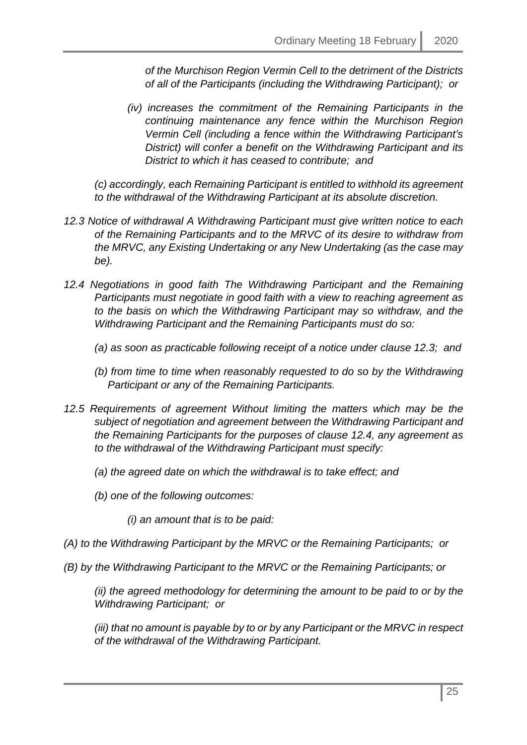*of the Murchison Region Vermin Cell to the detriment of the Districts of all of the Participants (including the Withdrawing Participant); or*

*(iv) increases the commitment of the Remaining Participants in the continuing maintenance any fence within the Murchison Region Vermin Cell (including a fence within the Withdrawing Participant's District) will confer a benefit on the Withdrawing Participant and its District to which it has ceased to contribute; and*

*(c) accordingly, each Remaining Participant is entitled to withhold its agreement to the withdrawal of the Withdrawing Participant at its absolute discretion.*

*12.3 Notice of withdrawal A Withdrawing Participant must give written notice to each of the Remaining Participants and to the MRVC of its desire to withdraw from the MRVC, any Existing Undertaking or any New Undertaking (as the case may be).*

*12.4 Negotiations in good faith The Withdrawing Participant and the Remaining Participants must negotiate in good faith with a view to reaching agreement as to the basis on which the Withdrawing Participant may so withdraw, and the Withdrawing Participant and the Remaining Participants must do so:*

*(a) as soon as practicable following receipt of a notice under clause 12.3; and*

*(b) from time to time when reasonably requested to do so by the Withdrawing Participant or any of the Remaining Participants.*

*12.5 Requirements of agreement Without limiting the matters which may be the subject of negotiation and agreement between the Withdrawing Participant and the Remaining Participants for the purposes of clause 12.4, any agreement as to the withdrawal of the Withdrawing Participant must specify:*

*(a) the agreed date on which the withdrawal is to take effect; and*

*(b) one of the following outcomes:*

*(i) an amount that is to be paid:*

*(A) to the Withdrawing Participant by the MRVC or the Remaining Participants; or*

*(B) by the Withdrawing Participant to the MRVC or the Remaining Participants; or*

*(ii) the agreed methodology for determining the amount to be paid to or by the Withdrawing Participant; or*

*(iii) that no amount is payable by to or by any Participant or the MRVC in respect of the withdrawal of the Withdrawing Participant.*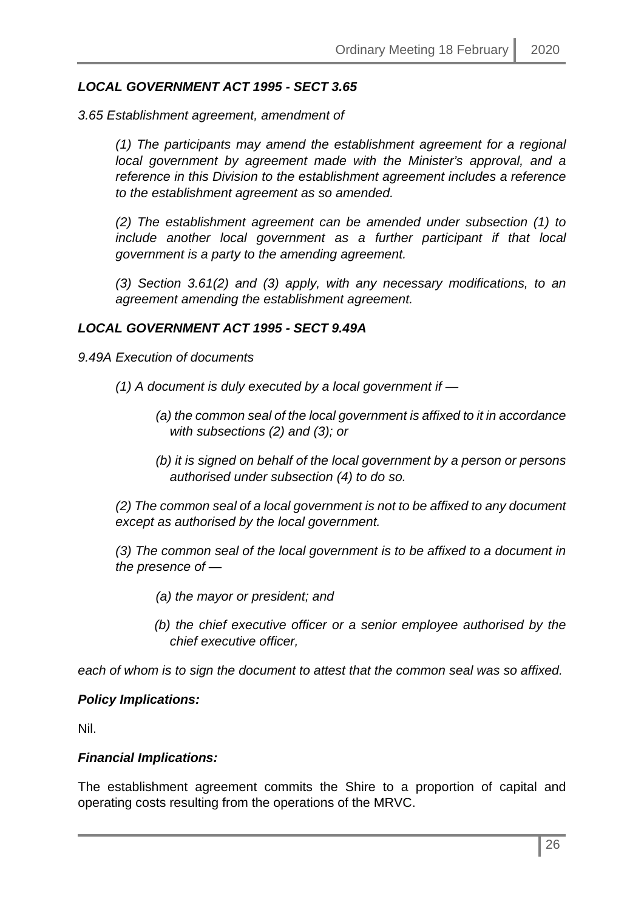***LOCAL GOVERNMENT ACT 1995 - SECT 3.65***

*3.65 Establishment agreement, amendment of*

> *(1) The participants may amend the establishment agreement for a regional local government by agreement made with the Minister's approval, and a reference in this Division to the establishment agreement includes a reference to the establishment agreement as so amended.*
>
> *(2) The establishment agreement can be amended under subsection (1) to include another local government as a further participant if that local government is a party to the amending agreement.*
>
> *(3) Section 3.61(2) and (3) apply, with any necessary modifications, to an agreement amending the establishment agreement.*

***LOCAL GOVERNMENT ACT 1995 - SECT 9.49A***

*9.49A Execution of documents*

> *(1) A document is duly executed by a local government if —*
>
> > *(a) the common seal of the local government is affixed to it in accordance with subsections (2) and (3); or*
> >
> > *(b) it is signed on behalf of the local government by a person or persons authorised under subsection (4) to do so.*
>
> *(2) The common seal of a local government is not to be affixed to any document except as authorised by the local government.*
>
> *(3) The common seal of the local government is to be affixed to a document in the presence of —*
>
> > *(a) the mayor or president; and*
> >
> > *(b) the chief executive officer or a senior employee authorised by the chief executive officer,*

*each of whom is to sign the document to attest that the common seal was so affixed.*

***Policy Implications:***

Nil.

***Financial Implications:***

The establishment agreement commits the Shire to a proportion of capital and operating costs resulting from the operations of the MRVC.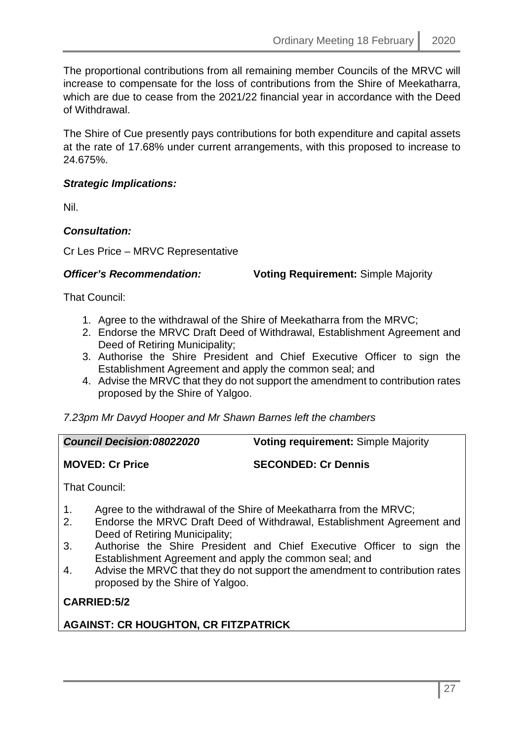The proportional contributions from all remaining member Councils of the MRVC will increase to compensate for the loss of contributions from the Shire of Meekatharra, which are due to cease from the 2021/22 financial year in accordance with the Deed of Withdrawal.

The Shire of Cue presently pays contributions for both expenditure and capital assets at the rate of 17.68% under current arrangements, with this proposed to increase to 24.675%.

***Strategic Implications:***

Nil.

***Consultation:***

Cr Les Price – MRVC Representative

***Officer's Recommendation:*** **Voting Requirement:** Simple Majority

That Council:

1. Agree to the withdrawal of the Shire of Meekatharra from the MRVC;
2. Endorse the MRVC Draft Deed of Withdrawal, Establishment Agreement and Deed of Retiring Municipality;
3. Authorise the Shire President and Chief Executive Officer to sign the Establishment Agreement and apply the common seal; and
4. Advise the MRVC that they do not support the amendment to contribution rates proposed by the Shire of Yalgoo.

*7.23pm Mr Davyd Hooper and Mr Shawn Barnes left the chambers*

***Council Decision:08022020*** **Voting requirement:** Simple Majority

**MOVED: Cr Price** **SECONDED: Cr Dennis**

That Council:

1. Agree to the withdrawal of the Shire of Meekatharra from the MRVC;
2. Endorse the MRVC Draft Deed of Withdrawal, Establishment Agreement and Deed of Retiring Municipality;
3. Authorise the Shire President and Chief Executive Officer to sign the Establishment Agreement and apply the common seal; and
4. Advise the MRVC that they do not support the amendment to contribution rates proposed by the Shire of Yalgoo.

**CARRIED:5/2**

**AGAINST: CR HOUGHTON, CR FITZPATRICK**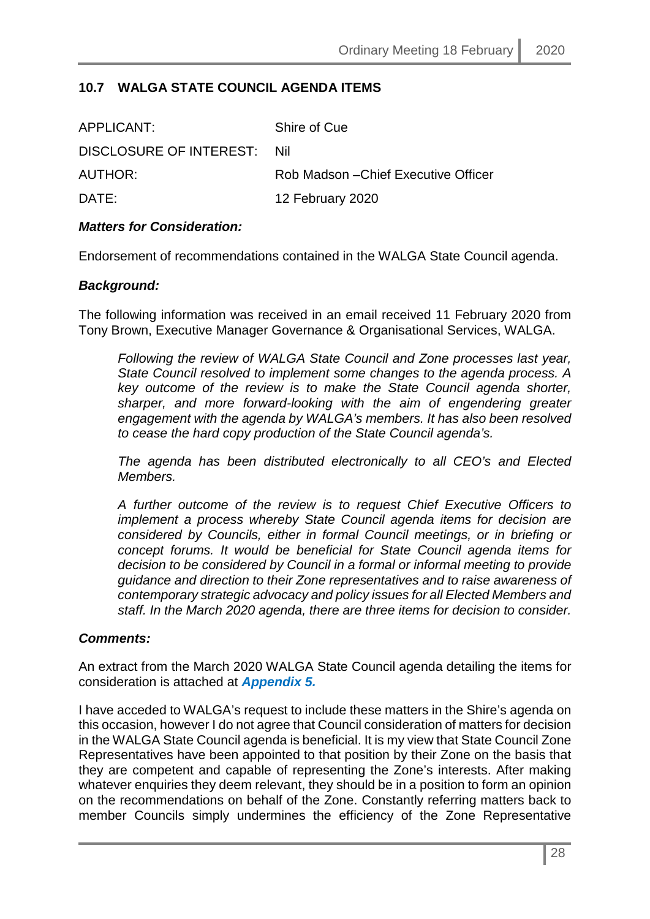## 10.7 WALGA STATE COUNCIL AGENDA ITEMS

| | |
|---|---|
| APPLICANT: | Shire of Cue |
| DISCLOSURE OF INTEREST: | Nil |
| AUTHOR: | Rob Madson –Chief Executive Officer |
| DATE: | 12 February 2020 |

***Matters for Consideration:***

Endorsement of recommendations contained in the WALGA State Council agenda.

***Background:***

The following information was received in an email received 11 February 2020 from Tony Brown, Executive Manager Governance & Organisational Services, WALGA.

> *Following the review of WALGA State Council and Zone processes last year, State Council resolved to implement some changes to the agenda process. A key outcome of the review is to make the State Council agenda shorter, sharper, and more forward-looking with the aim of engendering greater engagement with the agenda by WALGA's members. It has also been resolved to cease the hard copy production of the State Council agenda's.*
>
> *The agenda has been distributed electronically to all CEO's and Elected Members.*
>
> *A further outcome of the review is to request Chief Executive Officers to implement a process whereby State Council agenda items for decision are considered by Councils, either in formal Council meetings, or in briefing or concept forums. It would be beneficial for State Council agenda items for decision to be considered by Council in a formal or informal meeting to provide guidance and direction to their Zone representatives and to raise awareness of contemporary strategic advocacy and policy issues for all Elected Members and staff. In the March 2020 agenda, there are three items for decision to consider.*

***Comments:***

An extract from the March 2020 WALGA State Council agenda detailing the items for consideration is attached at ***Appendix 5.***

I have acceded to WALGA's request to include these matters in the Shire's agenda on this occasion, however I do not agree that Council consideration of matters for decision in the WALGA State Council agenda is beneficial. It is my view that State Council Zone Representatives have been appointed to that position by their Zone on the basis that they are competent and capable of representing the Zone's interests. After making whatever enquiries they deem relevant, they should be in a position to form an opinion on the recommendations on behalf of the Zone. Constantly referring matters back to member Councils simply undermines the efficiency of the Zone Representative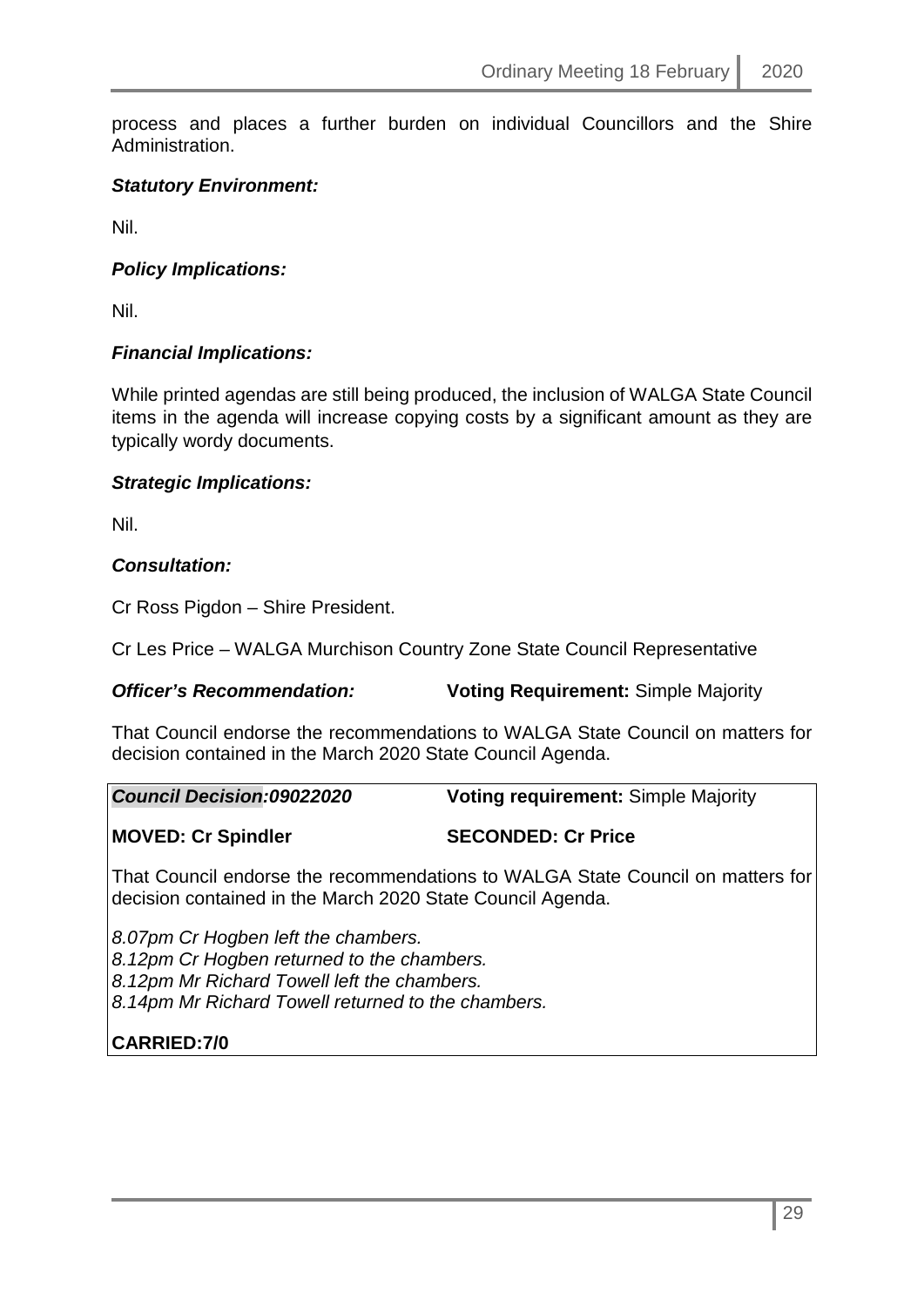process and places a further burden on individual Councillors and the Shire Administration.

***Statutory Environment:***

Nil.

***Policy Implications:***

Nil.

***Financial Implications:***

While printed agendas are still being produced, the inclusion of WALGA State Council items in the agenda will increase copying costs by a significant amount as they are typically wordy documents.

***Strategic Implications:***

Nil.

***Consultation:***

Cr Ross Pigdon – Shire President.

Cr Les Price – WALGA Murchison Country Zone State Council Representative

***Officer's Recommendation:*** **Voting Requirement:** Simple Majority

That Council endorse the recommendations to WALGA State Council on matters for decision contained in the March 2020 State Council Agenda.

***Council Decision:09022020*** **Voting requirement:** Simple Majority

**MOVED: Cr Spindler** **SECONDED: Cr Price**

That Council endorse the recommendations to WALGA State Council on matters for decision contained in the March 2020 State Council Agenda.

*8.07pm Cr Hogben left the chambers.*
*8.12pm Cr Hogben returned to the chambers.*
*8.12pm Mr Richard Towell left the chambers.*
*8.14pm Mr Richard Towell returned to the chambers.*

**CARRIED:7/0**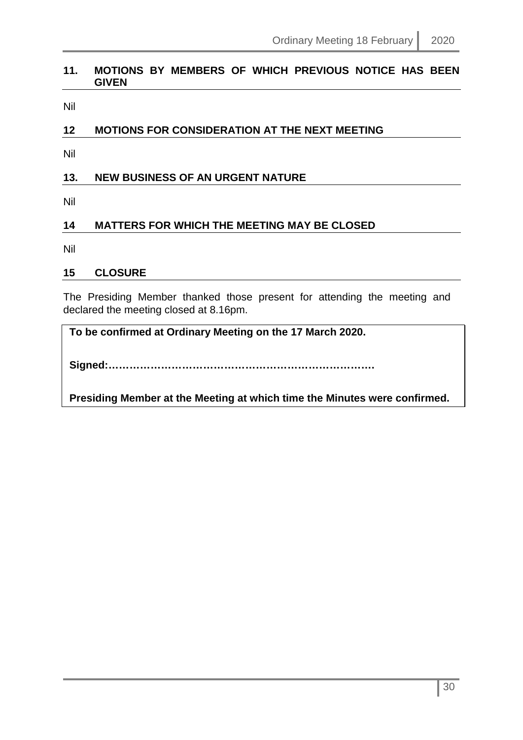## 11. MOTIONS BY MEMBERS OF WHICH PREVIOUS NOTICE HAS BEEN GIVEN

Nil

## 12 MOTIONS FOR CONSIDERATION AT THE NEXT MEETING

Nil

## 13. NEW BUSINESS OF AN URGENT NATURE

Nil

## 14 MATTERS FOR WHICH THE MEETING MAY BE CLOSED

Nil

## 15 CLOSURE

The Presiding Member thanked those present for attending the meeting and declared the meeting closed at 8.16pm.

**To be confirmed at Ordinary Meeting on the 17 March 2020.**

**Signed:………………………………………………………………….**

**Presiding Member at the Meeting at which time the Minutes were confirmed.**